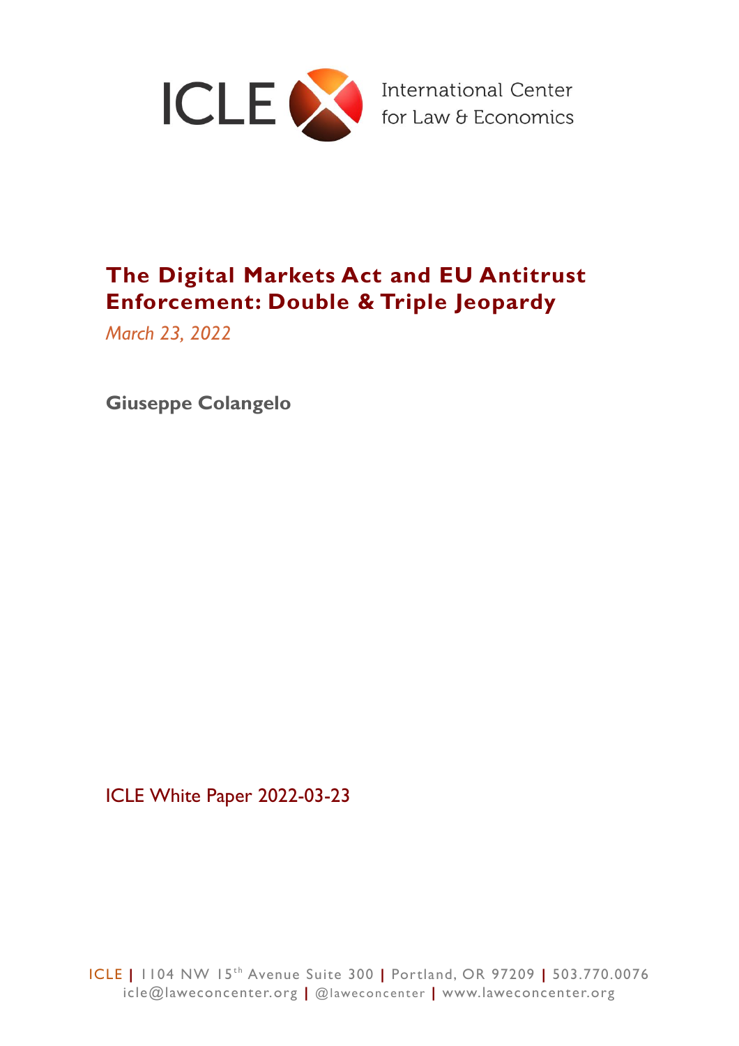ICLE International Center for Law & Economics

# The Digital Markets Act and EU Antitrust Enforcement: Double & Triple Jeopardy

*March 23, 2022*

**Giuseppe Colangelo**

ICLE White Paper 2022-03-23

ICLE | 1104 NW 15th Avenue Suite 300 | Portland, OR 97209 | 503.770.0076
icle@laweconcenter.org | @laweconcenter | www.laweconcenter.org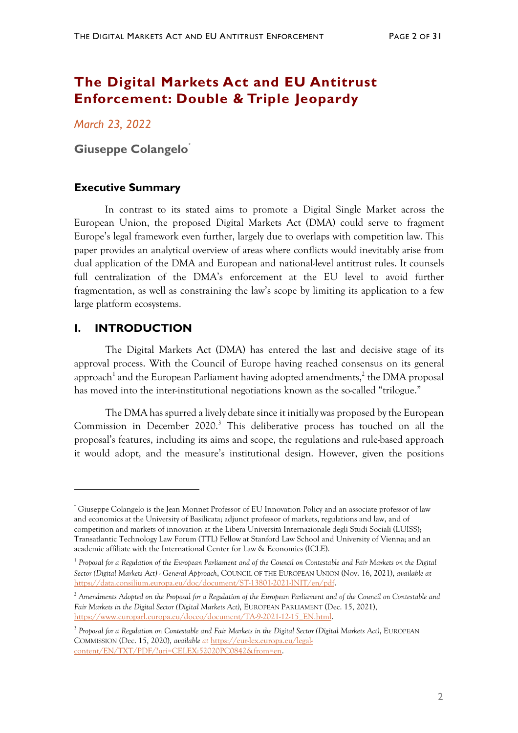# The Digital Markets Act and EU Antitrust Enforcement: Double & Triple Jeopardy

*March 23, 2022*

**Giuseppe Colangelo**[*]

## Executive Summary

In contrast to its stated aims to promote a Digital Single Market across the European Union, the proposed Digital Markets Act (DMA) could serve to fragment Europe's legal framework even further, largely due to overlaps with competition law. This paper provides an analytical overview of areas where conflicts would inevitably arise from dual application of the DMA and European and national-level antitrust rules. It counsels full centralization of the DMA's enforcement at the EU level to avoid further fragmentation, as well as constraining the law's scope by limiting its application to a few large platform ecosystems.

## I. INTRODUCTION

The Digital Markets Act (DMA) has entered the last and decisive stage of its approval process. With the Council of Europe having reached consensus on its general approach[1] and the European Parliament having adopted amendments,[2] the DMA proposal has moved into the inter-institutional negotiations known as the so-called "trilogue."

The DMA has spurred a lively debate since it initially was proposed by the European Commission in December 2020.[3] This deliberative process has touched on all the proposal's features, including its aims and scope, the regulations and rule-based approach it would adopt, and the measure's institutional design. However, given the positions

---

[*] Giuseppe Colangelo is the Jean Monnet Professor of EU Innovation Policy and an associate professor of law and economics at the University of Basilicata; adjunct professor of markets, regulations and law, and of competition and markets of innovation at the Libera Università Internazionale degli Studi Sociali (LUISS); Transatlantic Technology Law Forum (TTL) Fellow at Stanford Law School and University of Vienna; and an academic affiliate with the International Center for Law & Economics (ICLE).

[1] *Proposal for a Regulation of the European Parliament and of the Council on Contestable and Fair Markets on the Digital Sector (Digital Markets Act) - General Approach*, COUNCIL OF THE EUROPEAN UNION (Nov. 16, 2021), *available at* https://data.consilium.europa.eu/doc/document/ST-13801-2021-INIT/en/pdf.

[2] *Amendments Adopted on the Proposal for a Regulation of the European Parliament and of the Council on Contestable and Fair Markets in the Digital Sector (Digital Markets Act)*, EUROPEAN PARLIAMENT (Dec. 15, 2021), https://www.europarl.europa.eu/doceo/document/TA-9-2021-12-15_EN.html.

[3] *Proposal for a Regulation on Contestable and Fair Markets in the Digital Sector (Digital Markets Act)*, EUROPEAN COMMISSION (Dec. 15, 2020), *available at* https://eur-lex.europa.eu/legal-content/EN/TXT/PDF/?uri=CELEX:52020PC0842&from=en.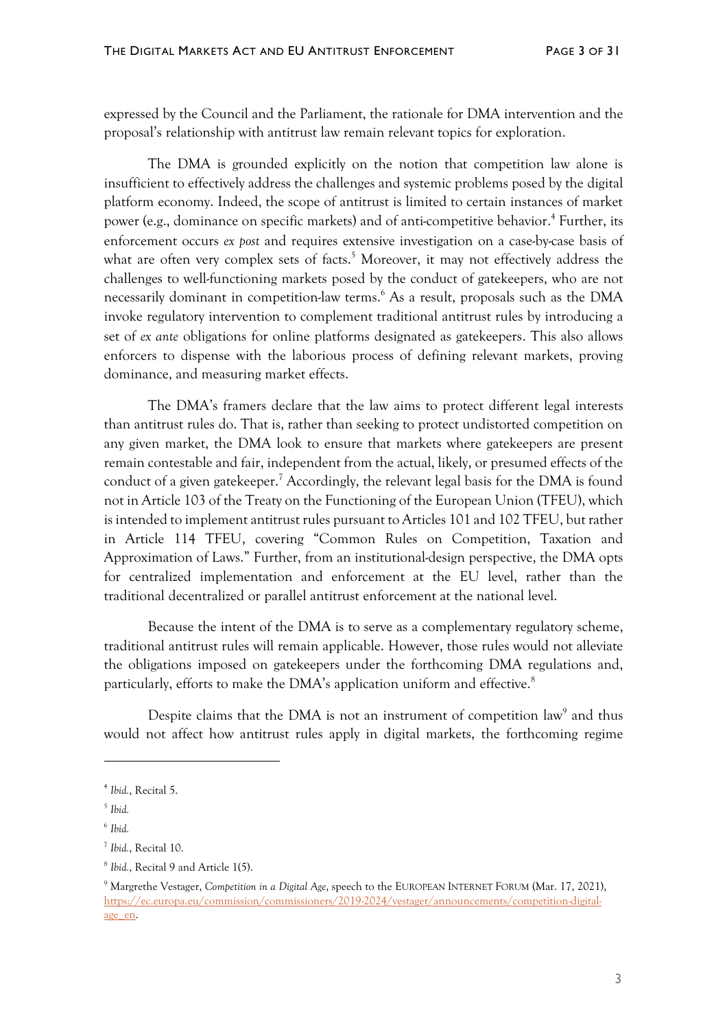expressed by the Council and the Parliament, the rationale for DMA intervention and the proposal's relationship with antitrust law remain relevant topics for exploration.

The DMA is grounded explicitly on the notion that competition law alone is insufficient to effectively address the challenges and systemic problems posed by the digital platform economy. Indeed, the scope of antitrust is limited to certain instances of market power (e.g., dominance on specific markets) and of anti-competitive behavior.[4] Further, its enforcement occurs *ex post* and requires extensive investigation on a case-by-case basis of what are often very complex sets of facts.[5] Moreover, it may not effectively address the challenges to well-functioning markets posed by the conduct of gatekeepers, who are not necessarily dominant in competition-law terms.[6] As a result, proposals such as the DMA invoke regulatory intervention to complement traditional antitrust rules by introducing a set of *ex ante* obligations for online platforms designated as gatekeepers. This also allows enforcers to dispense with the laborious process of defining relevant markets, proving dominance, and measuring market effects.

The DMA's framers declare that the law aims to protect different legal interests than antitrust rules do. That is, rather than seeking to protect undistorted competition on any given market, the DMA look to ensure that markets where gatekeepers are present remain contestable and fair, independent from the actual, likely, or presumed effects of the conduct of a given gatekeeper.[7] Accordingly, the relevant legal basis for the DMA is found not in Article 103 of the Treaty on the Functioning of the European Union (TFEU), which is intended to implement antitrust rules pursuant to Articles 101 and 102 TFEU, but rather in Article 114 TFEU, covering "Common Rules on Competition, Taxation and Approximation of Laws." Further, from an institutional-design perspective, the DMA opts for centralized implementation and enforcement at the EU level, rather than the traditional decentralized or parallel antitrust enforcement at the national level.

Because the intent of the DMA is to serve as a complementary regulatory scheme, traditional antitrust rules will remain applicable. However, those rules would not alleviate the obligations imposed on gatekeepers under the forthcoming DMA regulations and, particularly, efforts to make the DMA's application uniform and effective.[8]

Despite claims that the DMA is not an instrument of competition law[9] and thus would not affect how antitrust rules apply in digital markets, the forthcoming regime

---

[4] *Ibid.*, Recital 5.

[5] *Ibid.*

[6] *Ibid.*

[7] *Ibid.*, Recital 10.

[8] *Ibid.*, Recital 9 and Article 1(5).

[9] Margrethe Vestager, *Competition in a Digital Age*, speech to the EUROPEAN INTERNET FORUM (Mar. 17, 2021), https://ec.europa.eu/commission/commissioners/2019-2024/vestager/announcements/competition-digital-age_en.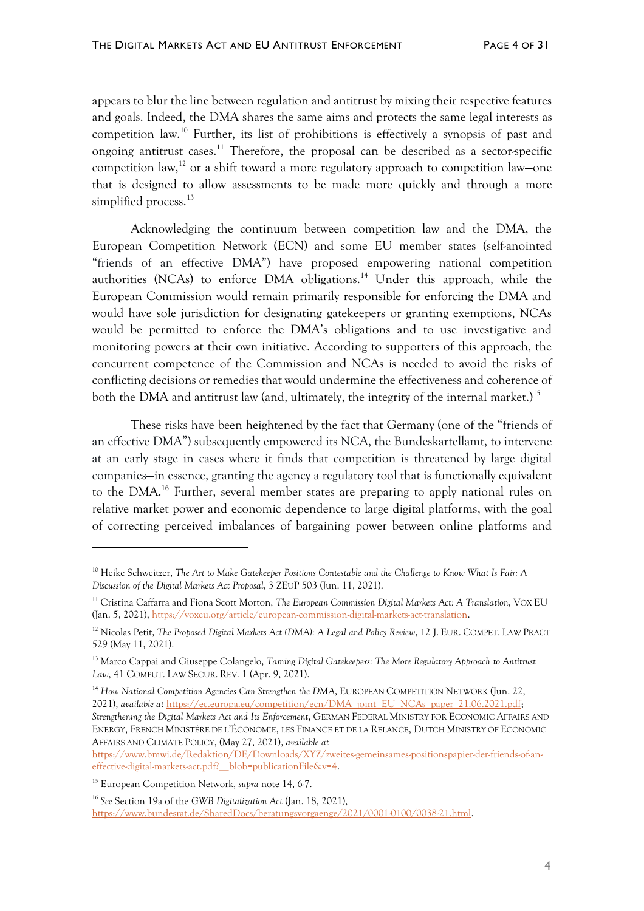appears to blur the line between regulation and antitrust by mixing their respective features and goals. Indeed, the DMA shares the same aims and protects the same legal interests as competition law.[10] Further, its list of prohibitions is effectively a synopsis of past and ongoing antitrust cases.[11] Therefore, the proposal can be described as a sector-specific competition law,[12] or a shift toward a more regulatory approach to competition law—one that is designed to allow assessments to be made more quickly and through a more simplified process.[13]

Acknowledging the continuum between competition law and the DMA, the European Competition Network (ECN) and some EU member states (self-anointed "friends of an effective DMA") have proposed empowering national competition authorities (NCAs) to enforce DMA obligations.[14] Under this approach, while the European Commission would remain primarily responsible for enforcing the DMA and would have sole jurisdiction for designating gatekeepers or granting exemptions, NCAs would be permitted to enforce the DMA's obligations and to use investigative and monitoring powers at their own initiative. According to supporters of this approach, the concurrent competence of the Commission and NCAs is needed to avoid the risks of conflicting decisions or remedies that would undermine the effectiveness and coherence of both the DMA and antitrust law (and, ultimately, the integrity of the internal market.)[15]

These risks have been heightened by the fact that Germany (one of the "friends of an effective DMA") subsequently empowered its NCA, the Bundeskartellamt, to intervene at an early stage in cases where it finds that competition is threatened by large digital companies—in essence, granting the agency a regulatory tool that is functionally equivalent to the DMA.[16] Further, several member states are preparing to apply national rules on relative market power and economic dependence to large digital platforms, with the goal of correcting perceived imbalances of bargaining power between online platforms and

---

[10] Heike Schweitzer, *The Art to Make Gatekeeper Positions Contestable and the Challenge to Know What Is Fair: A Discussion of the Digital Markets Act Proposal*, 3 ZEUP 503 (Jun. 11, 2021).

[11] Cristina Caffarra and Fiona Scott Morton, *The European Commission Digital Markets Act: A Translation*, VOX EU (Jan. 5, 2021), https://voxeu.org/article/european-commission-digital-markets-act-translation.

[12] Nicolas Petit, *The Proposed Digital Markets Act (DMA): A Legal and Policy Review*, 12 J. EUR. COMPET. LAW PRACT 529 (May 11, 2021).

[13] Marco Cappai and Giuseppe Colangelo, *Taming Digital Gatekeepers: The More Regulatory Approach to Antitrust Law*, 41 COMPUT. LAW SECUR. REV. 1 (Apr. 9, 2021).

[14] *How National Competition Agencies Can Strengthen the DMA*, EUROPEAN COMPETITION NETWORK (Jun. 22, 2021), *available at* https://ec.europa.eu/competition/ecn/DMA_joint_EU_NCAs_paper_21.06.2021.pdf; *Strengthening the Digital Markets Act and Its Enforcement*, GERMAN FEDERAL MINISTRY FOR ECONOMIC AFFAIRS AND ENERGY, FRENCH MINISTÉRE DE L'ÉCONOMIE, LES FINANCE ET DE LA RELANCE, DUTCH MINISTRY OF ECONOMIC AFFAIRS AND CLIMATE POLICY, (May 27, 2021), *available at* https://www.bmwi.de/Redaktion/DE/Downloads/XYZ/zweites-gemeinsames-positionspapier-der-friends-of-an-effective-digital-markets-act.pdf?__blob=publicationFile&v=4.

[15] European Competition Network, *supra* note 14, 6-7.

[16] *See* Section 19a of the *GWB Digitalization Act* (Jan. 18, 2021), https://www.bundesrat.de/SharedDocs/beratungsvorgaenge/2021/0001-0100/0038-21.html.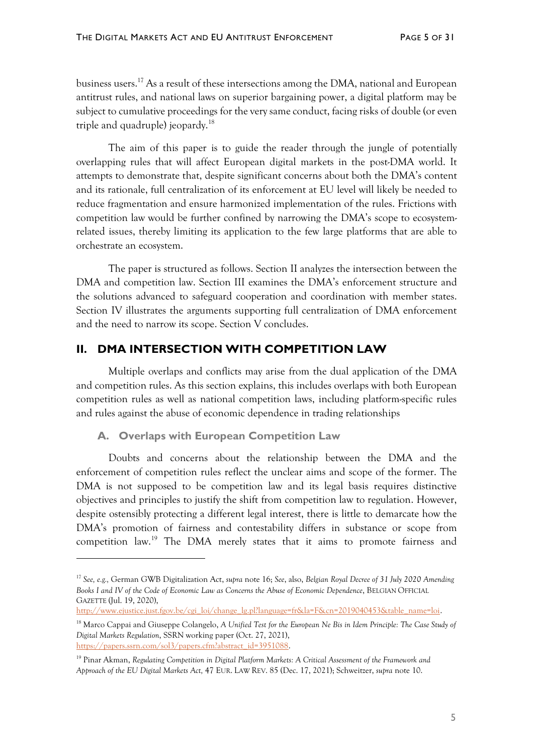business users.[17] As a result of these intersections among the DMA, national and European antitrust rules, and national laws on superior bargaining power, a digital platform may be subject to cumulative proceedings for the very same conduct, facing risks of double (or even triple and quadruple) jeopardy.[18]

The aim of this paper is to guide the reader through the jungle of potentially overlapping rules that will affect European digital markets in the post-DMA world. It attempts to demonstrate that, despite significant concerns about both the DMA's content and its rationale, full centralization of its enforcement at EU level will likely be needed to reduce fragmentation and ensure harmonized implementation of the rules. Frictions with competition law would be further confined by narrowing the DMA's scope to ecosystem-related issues, thereby limiting its application to the few large platforms that are able to orchestrate an ecosystem.

The paper is structured as follows. Section II analyzes the intersection between the DMA and competition law. Section III examines the DMA's enforcement structure and the solutions advanced to safeguard cooperation and coordination with member states. Section IV illustrates the arguments supporting full centralization of DMA enforcement and the need to narrow its scope. Section V concludes.

## II. DMA INTERSECTION WITH COMPETITION LAW

Multiple overlaps and conflicts may arise from the dual application of the DMA and competition rules. As this section explains, this includes overlaps with both European competition rules as well as national competition laws, including platform-specific rules and rules against the abuse of economic dependence in trading relationships

### A. Overlaps with European Competition Law

Doubts and concerns about the relationship between the DMA and the enforcement of competition rules reflect the unclear aims and scope of the former. The DMA is not supposed to be competition law and its legal basis requires distinctive objectives and principles to justify the shift from competition law to regulation. However, despite ostensibly protecting a different legal interest, there is little to demarcate how the DMA's promotion of fairness and contestability differs in substance or scope from competition law.[19] The DMA merely states that it aims to promote fairness and

---

[17] *See, e.g.,* German GWB Digitalization Act, *supra* note 16; *See*, also, *Belgian Royal Decree of 31 July 2020 Amending Books I and IV of the Code of Economic Law as Concerns the Abuse of Economic Dependence*, BELGIAN OFFICIAL GAZETTE (Jul. 19, 2020), http://www.ejustice.just.fgov.be/cgi_loi/change_lg.pl?language=fr&la=F&cn=2019040453&table_name=loi.

[18] Marco Cappai and Giuseppe Colangelo, *A Unified Test for the European Ne Bis in Idem Principle: The Case Study of Digital Markets Regulation*, SSRN working paper (Oct. 27, 2021), https://papers.ssrn.com/sol3/papers.cfm?abstract_id=3951088.

[19] Pinar Akman, *Regulating Competition in Digital Platform Markets: A Critical Assessment of the Framework and Approach of the EU Digital Markets Act,* 47 EUR. LAW REV. 85 (Dec. 17, 2021); Schweitzer, *supra* note 10.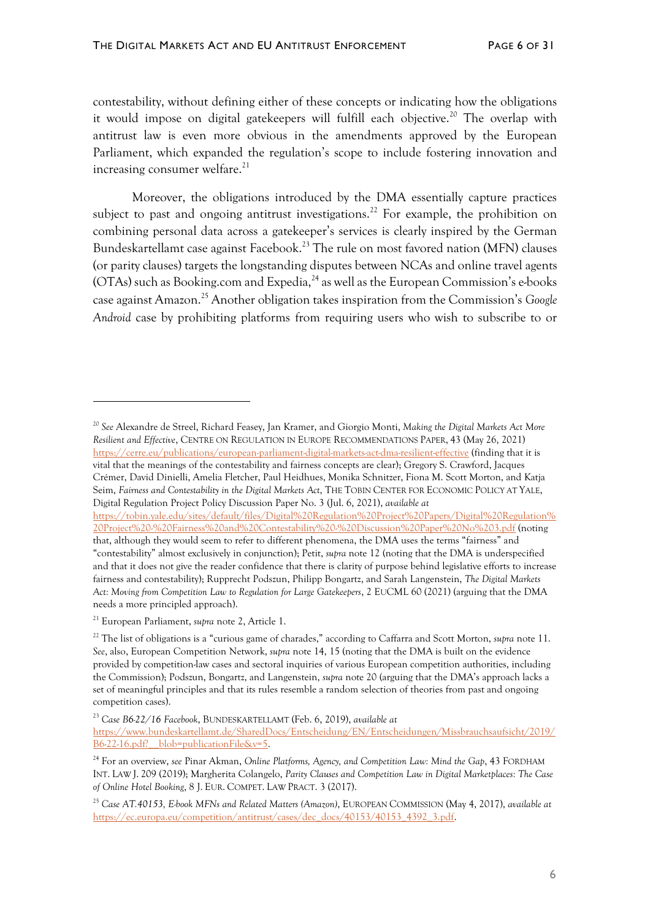contestability, without defining either of these concepts or indicating how the obligations it would impose on digital gatekeepers will fulfill each objective.[20] The overlap with antitrust law is even more obvious in the amendments approved by the European Parliament, which expanded the regulation's scope to include fostering innovation and increasing consumer welfare.[21]

Moreover, the obligations introduced by the DMA essentially capture practices subject to past and ongoing antitrust investigations.[22] For example, the prohibition on combining personal data across a gatekeeper's services is clearly inspired by the German Bundeskartellamt case against Facebook.[23] The rule on most favored nation (MFN) clauses (or parity clauses) targets the longstanding disputes between NCAs and online travel agents (OTAs) such as Booking.com and Expedia,[24] as well as the European Commission's e-books case against Amazon.[25] Another obligation takes inspiration from the Commission's *Google Android* case by prohibiting platforms from requiring users who wish to subscribe to or

---

[20] *See* Alexandre de Streel, Richard Feasey, Jan Kramer, and Giorgio Monti, *Making the Digital Markets Act More Resilient and Effective*, CENTRE ON REGULATION IN EUROPE RECOMMENDATIONS PAPER, 43 (May 26, 2021) https://cerre.eu/publications/european-parliament-digital-markets-act-dma-resilient-effective (finding that it is vital that the meanings of the contestability and fairness concepts are clear); Gregory S. Crawford, Jacques Crémer, David Dinielli, Amelia Fletcher, Paul Heidhues, Monika Schnitzer, Fiona M. Scott Morton, and Katja Seim, *Fairness and Contestability in the Digital Markets Act*, THE TOBIN CENTER FOR ECONOMIC POLICY AT YALE, Digital Regulation Project Policy Discussion Paper No. 3 (Jul. 6, 2021), *available at* https://tobin.yale.edu/sites/default/files/Digital%20Regulation%20Project%20Papers/Digital%20Regulation%20Project%20-%20Fairness%20and%20Contestability%20-%20Discussion%20Paper%20No%203.pdf (noting that, although they would seem to refer to different phenomena, the DMA uses the terms "fairness" and "contestability" almost exclusively in conjunction); Petit, *supra* note 12 (noting that the DMA is underspecified and that it does not give the reader confidence that there is clarity of purpose behind legislative efforts to increase fairness and contestability); Rupprecht Podszun, Philipp Bongartz, and Sarah Langenstein, *The Digital Markets Act: Moving from Competition Law to Regulation for Large Gatekeepers*, 2 EUCML 60 (2021) (arguing that the DMA needs a more principled approach).

[21] European Parliament, *supra* note 2, Article 1.

[22] The list of obligations is a "curious game of charades," according to Caffarra and Scott Morton, *supra* note 11. *See*, also, European Competition Network, *supra* note 14, 15 (noting that the DMA is built on the evidence provided by competition-law cases and sectoral inquiries of various European competition authorities, including the Commission); Podszun, Bongartz, and Langenstein, *supra* note 20 (arguing that the DMA's approach lacks a set of meaningful principles and that its rules resemble a random selection of theories from past and ongoing competition cases).

[23] *Case B6-22/16 Facebook*, BUNDESKARTELLAMT (Feb. 6, 2019), *available at* https://www.bundeskartellamt.de/SharedDocs/Entscheidung/EN/Entscheidungen/Missbrauchsaufsicht/2019/B6-22-16.pdf?__blob=publicationFile&v=5.

[24] For an overview, *see* Pinar Akman, *Online Platforms, Agency, and Competition Law: Mind the Gap*, 43 FORDHAM INT. LAW J. 209 (2019); Margherita Colangelo, *Parity Clauses and Competition Law in Digital Marketplaces: The Case of Online Hotel Booking*, 8 J. EUR. COMPET. LAW PRACT. 3 (2017).

[25] *Case AT.40153, E-book MFNs and Related Matters (Amazon)*, EUROPEAN COMMISSION (May 4, 2017), *available at* https://ec.europa.eu/competition/antitrust/cases/dec_docs/40153/40153_4392_3.pdf.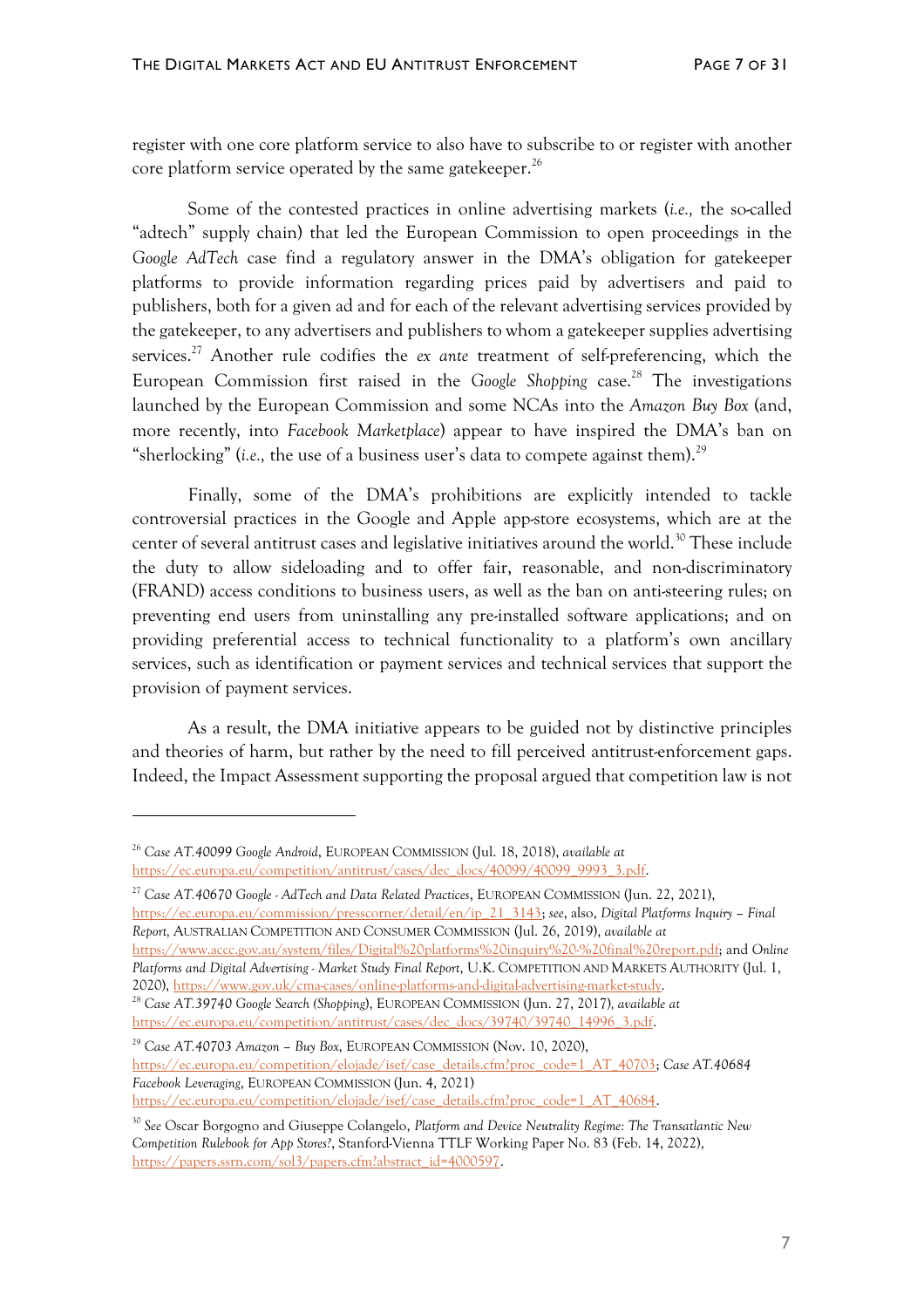register with one core platform service to also have to subscribe to or register with another core platform service operated by the same gatekeeper.[26]

Some of the contested practices in online advertising markets (*i.e.,* the so-called "adtech" supply chain) that led the European Commission to open proceedings in the *Google AdTech* case find a regulatory answer in the DMA's obligation for gatekeeper platforms to provide information regarding prices paid by advertisers and paid to publishers, both for a given ad and for each of the relevant advertising services provided by the gatekeeper, to any advertisers and publishers to whom a gatekeeper supplies advertising services.[27] Another rule codifies the *ex ante* treatment of self-preferencing, which the European Commission first raised in the *Google Shopping* case.[28] The investigations launched by the European Commission and some NCAs into the *Amazon Buy Box* (and, more recently, into *Facebook Marketplace*) appear to have inspired the DMA's ban on "sherlocking" (*i.e.,* the use of a business user's data to compete against them).[29]

Finally, some of the DMA's prohibitions are explicitly intended to tackle controversial practices in the Google and Apple app-store ecosystems, which are at the center of several antitrust cases and legislative initiatives around the world.[30] These include the duty to allow sideloading and to offer fair, reasonable, and non-discriminatory (FRAND) access conditions to business users, as well as the ban on anti-steering rules; on preventing end users from uninstalling any pre-installed software applications; and on providing preferential access to technical functionality to a platform's own ancillary services, such as identification or payment services and technical services that support the provision of payment services.

As a result, the DMA initiative appears to be guided not by distinctive principles and theories of harm, but rather by the need to fill perceived antitrust-enforcement gaps. Indeed, the Impact Assessment supporting the proposal argued that competition law is not

---

[26] *Case AT.40099 Google Android*, EUROPEAN COMMISSION (Jul. 18, 2018), *available at* https://ec.europa.eu/competition/antitrust/cases/dec_docs/40099/40099_9993_3.pdf.

[27] *Case AT.40670 Google - AdTech and Data Related Practices*, EUROPEAN COMMISSION (Jun. 22, 2021), https://ec.europa.eu/commission/presscorner/detail/en/ip_21_3143; *see*, also, *Digital Platforms Inquiry – Final Report*, AUSTRALIAN COMPETITION AND CONSUMER COMMISSION (Jul. 26, 2019), *available at* https://www.accc.gov.au/system/files/Digital%20platforms%20inquiry%20-%20final%20report.pdf; and *Online Platforms and Digital Advertising - Market Study Final Report*, U.K. COMPETITION AND MARKETS AUTHORITY (Jul. 1, 2020), https://www.gov.uk/cma-cases/online-platforms-and-digital-advertising-market-study.

[28] *Case AT.39740 Google Search (Shopping)*, EUROPEAN COMMISSION (Jun. 27, 2017), *available at* https://ec.europa.eu/competition/antitrust/cases/dec_docs/39740/39740_14996_3.pdf.

[29] *Case AT.40703 Amazon – Buy Box*, EUROPEAN COMMISSION (Nov. 10, 2020), https://ec.europa.eu/competition/elojade/isef/case_details.cfm?proc_code=1_AT_40703; *Case AT.40684 Facebook Leveraging*, EUROPEAN COMMISSION (Jun. 4, 2021) https://ec.europa.eu/competition/elojade/isef/case_details.cfm?proc_code=1_AT_40684.

[30] *See* Oscar Borgogno and Giuseppe Colangelo, *Platform and Device Neutrality Regime: The Transatlantic New Competition Rulebook for App Stores?*, Stanford-Vienna TTLF Working Paper No. 83 (Feb. 14, 2022), https://papers.ssrn.com/sol3/papers.cfm?abstract_id=4000597.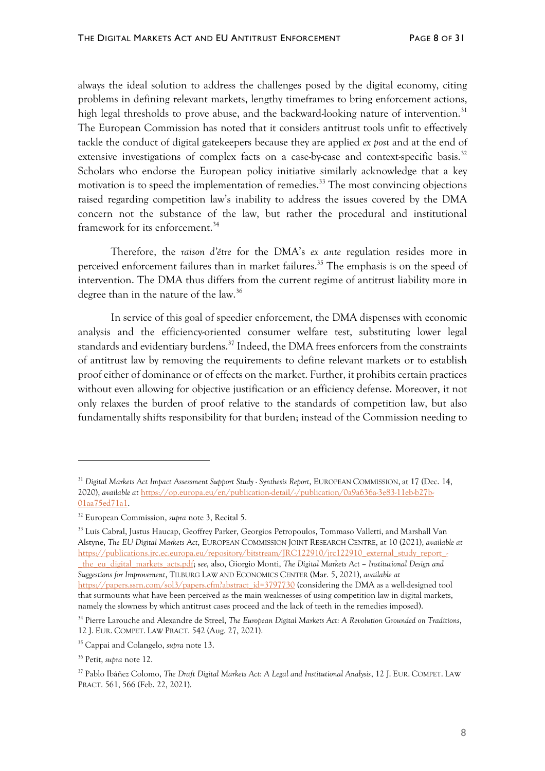always the ideal solution to address the challenges posed by the digital economy, citing problems in defining relevant markets, lengthy timeframes to bring enforcement actions, high legal thresholds to prove abuse, and the backward-looking nature of intervention.[31] The European Commission has noted that it considers antitrust tools unfit to effectively tackle the conduct of digital gatekeepers because they are applied *ex post* and at the end of extensive investigations of complex facts on a case-by-case and context-specific basis.[32] Scholars who endorse the European policy initiative similarly acknowledge that a key motivation is to speed the implementation of remedies.[33] The most convincing objections raised regarding competition law's inability to address the issues covered by the DMA concern not the substance of the law, but rather the procedural and institutional framework for its enforcement.[34]

Therefore, the *raison d'être* for the DMA's *ex ante* regulation resides more in perceived enforcement failures than in market failures.[35] The emphasis is on the speed of intervention. The DMA thus differs from the current regime of antitrust liability more in degree than in the nature of the law.[36]

In service of this goal of speedier enforcement, the DMA dispenses with economic analysis and the efficiency-oriented consumer welfare test, substituting lower legal standards and evidentiary burdens.[37] Indeed, the DMA frees enforcers from the constraints of antitrust law by removing the requirements to define relevant markets or to establish proof either of dominance or of effects on the market. Further, it prohibits certain practices without even allowing for objective justification or an efficiency defense. Moreover, it not only relaxes the burden of proof relative to the standards of competition law, but also fundamentally shifts responsibility for that burden; instead of the Commission needing to

---

[31] *Digital Markets Act Impact Assessment Support Study - Synthesis Report*, EUROPEAN COMMISSION, at 17 (Dec. 14, 2020), *available at* https://op.europa.eu/en/publication-detail/-/publication/0a9a636a-3e83-11eb-b27b-01aa75ed71a1.

[32] European Commission, *supra* note 3, Recital 5.

[33] Luís Cabral, Justus Haucap, Geoffrey Parker, Georgios Petropoulos, Tommaso Valletti, and Marshall Van Alstyne, *The EU Digital Markets Act*, EUROPEAN COMMISSION JOINT RESEARCH CENTRE, at 10 (2021), *available at* https://publications.jrc.ec.europa.eu/repository/bitstream/JRC122910/jrc122910_external_study_report_-_the_eu_digital_markets_acts.pdf; *see*, also, Giorgio Monti, *The Digital Markets Act – Institutional Design and Suggestions for Improvement*, TILBURG LAW AND ECONOMICS CENTER (Mar. 5, 2021), *available at* https://papers.ssrn.com/sol3/papers.cfm?abstract_id=3797730 (considering the DMA as a well-designed tool that surmounts what have been perceived as the main weaknesses of using competition law in digital markets, namely the slowness by which antitrust cases proceed and the lack of teeth in the remedies imposed).

[34] Pierre Larouche and Alexandre de Streel, *The European Digital Markets Act: A Revolution Grounded on Traditions*, 12 J. EUR. COMPET. LAW PRACT. 542 (Aug. 27, 2021).

[35] Cappai and Colangelo, *supra* note 13.

[36] Petit, *supra* note 12.

[37] Pablo Ibáñez Colomo, *The Draft Digital Markets Act: A Legal and Institutional Analysis*, 12 J. EUR. COMPET. LAW PRACT. 561, 566 (Feb. 22, 2021).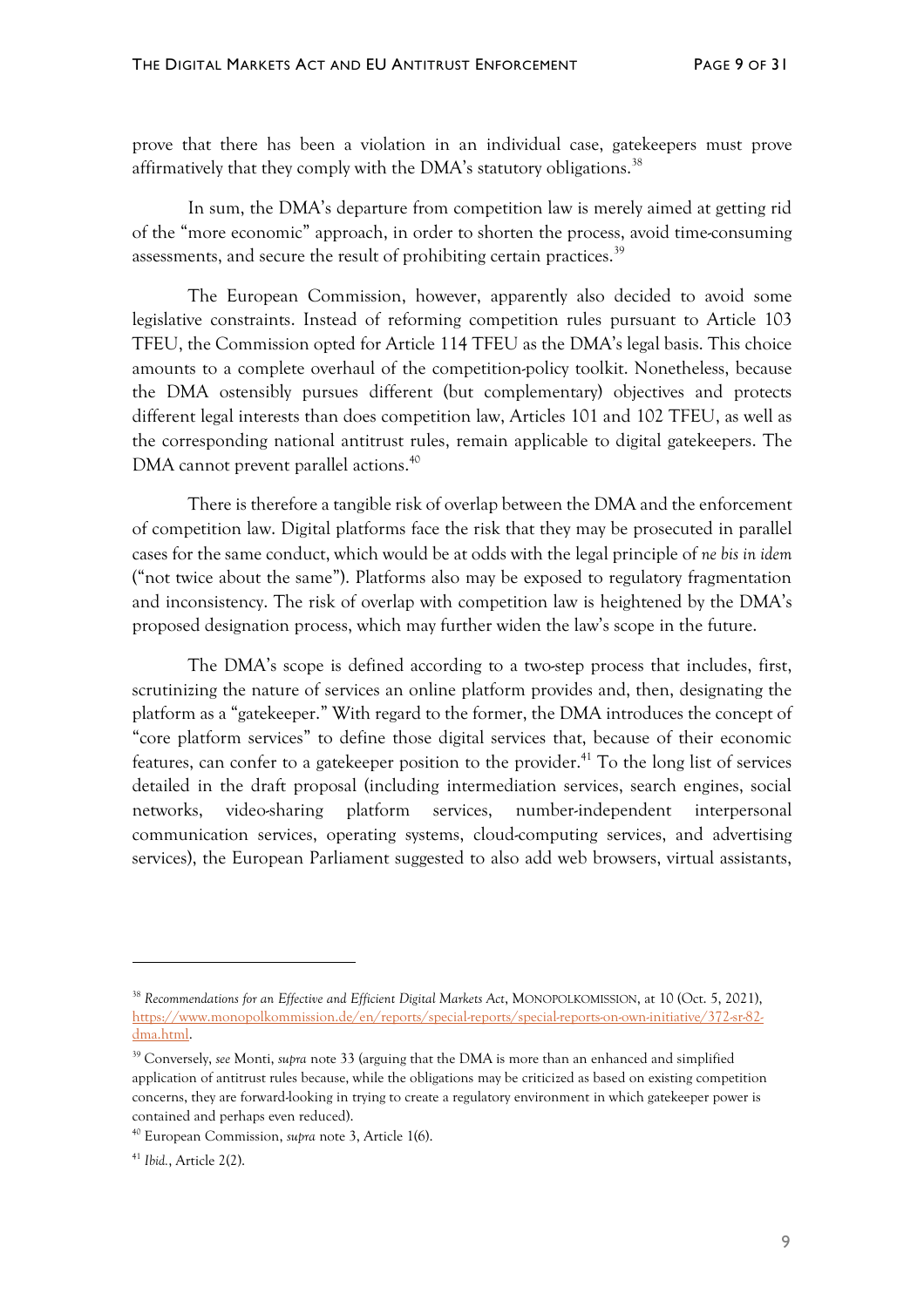prove that there has been a violation in an individual case, gatekeepers must prove affirmatively that they comply with the DMA's statutory obligations.[38]

In sum, the DMA's departure from competition law is merely aimed at getting rid of the "more economic" approach, in order to shorten the process, avoid time-consuming assessments, and secure the result of prohibiting certain practices.[39]

The European Commission, however, apparently also decided to avoid some legislative constraints. Instead of reforming competition rules pursuant to Article 103 TFEU, the Commission opted for Article 114 TFEU as the DMA's legal basis. This choice amounts to a complete overhaul of the competition-policy toolkit. Nonetheless, because the DMA ostensibly pursues different (but complementary) objectives and protects different legal interests than does competition law, Articles 101 and 102 TFEU, as well as the corresponding national antitrust rules, remain applicable to digital gatekeepers. The DMA cannot prevent parallel actions.[40]

There is therefore a tangible risk of overlap between the DMA and the enforcement of competition law. Digital platforms face the risk that they may be prosecuted in parallel cases for the same conduct, which would be at odds with the legal principle of *ne bis in idem* ("not twice about the same"). Platforms also may be exposed to regulatory fragmentation and inconsistency. The risk of overlap with competition law is heightened by the DMA's proposed designation process, which may further widen the law's scope in the future.

The DMA's scope is defined according to a two-step process that includes, first, scrutinizing the nature of services an online platform provides and, then, designating the platform as a "gatekeeper." With regard to the former, the DMA introduces the concept of "core platform services" to define those digital services that, because of their economic features, can confer to a gatekeeper position to the provider.[41] To the long list of services detailed in the draft proposal (including intermediation services, search engines, social networks, video-sharing platform services, number-independent interpersonal communication services, operating systems, cloud-computing services, and advertising services), the European Parliament suggested to also add web browsers, virtual assistants,

---

[38] *Recommendations for an Effective and Efficient Digital Markets Act*, MONOPOLKOMMISSION, at 10 (Oct. 5, 2021), https://www.monopolkommission.de/en/reports/special-reports/special-reports-on-own-initiative/372-sr-82-dma.html.

[39] Conversely, *see* Monti, *supra* note 33 (arguing that the DMA is more than an enhanced and simplified application of antitrust rules because, while the obligations may be criticized as based on existing competition concerns, they are forward-looking in trying to create a regulatory environment in which gatekeeper power is contained and perhaps even reduced).

[40] European Commission, *supra* note 3, Article 1(6).

[41] *Ibid.*, Article 2(2).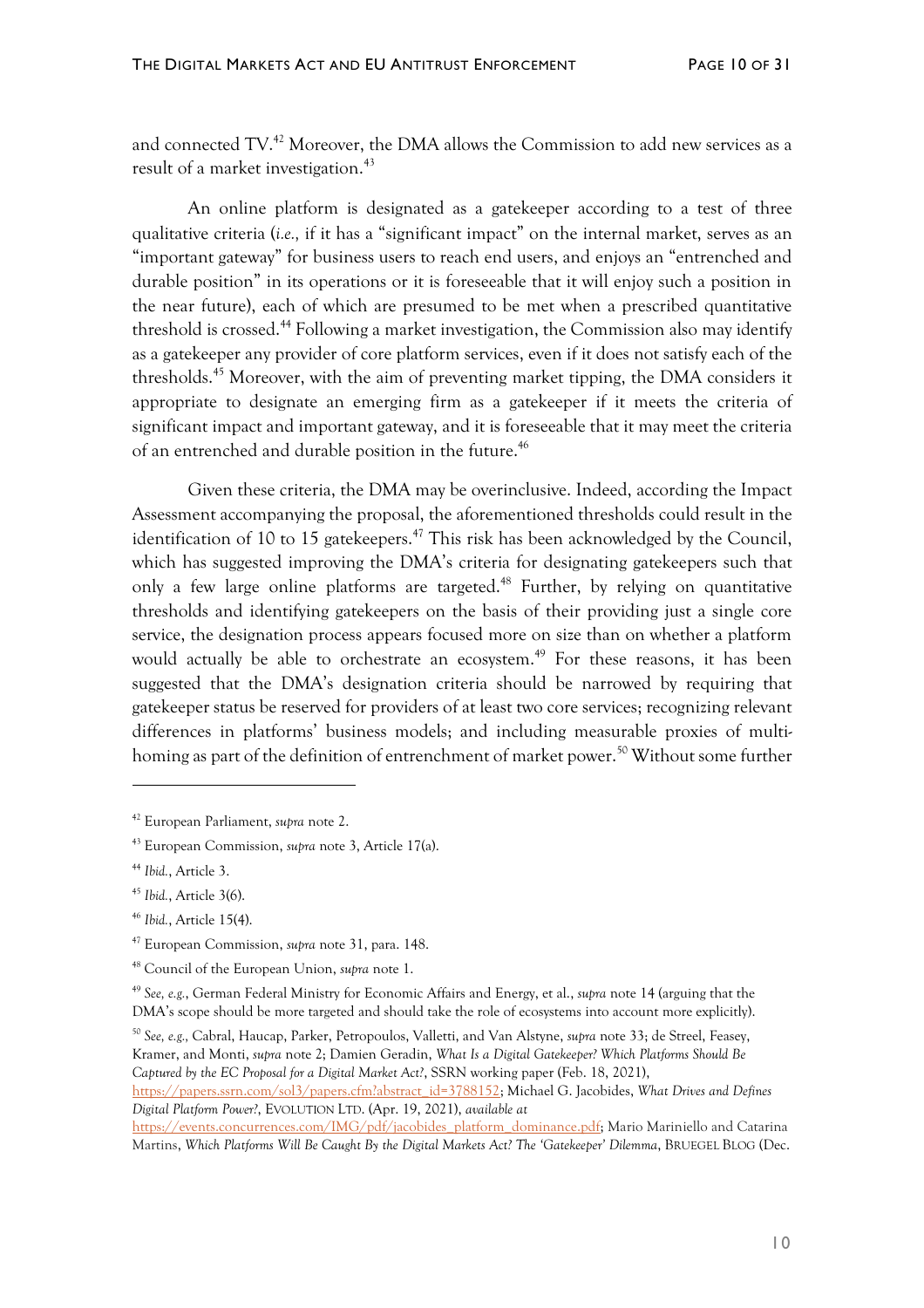and connected TV.[42] Moreover, the DMA allows the Commission to add new services as a result of a market investigation.[43]

An online platform is designated as a gatekeeper according to a test of three qualitative criteria (*i.e.,* if it has a "significant impact" on the internal market, serves as an "important gateway" for business users to reach end users, and enjoys an "entrenched and durable position" in its operations or it is foreseeable that it will enjoy such a position in the near future), each of which are presumed to be met when a prescribed quantitative threshold is crossed.[44] Following a market investigation, the Commission also may identify as a gatekeeper any provider of core platform services, even if it does not satisfy each of the thresholds.[45] Moreover, with the aim of preventing market tipping, the DMA considers it appropriate to designate an emerging firm as a gatekeeper if it meets the criteria of significant impact and important gateway, and it is foreseeable that it may meet the criteria of an entrenched and durable position in the future.[46]

Given these criteria, the DMA may be overinclusive. Indeed, according the Impact Assessment accompanying the proposal, the aforementioned thresholds could result in the identification of 10 to 15 gatekeepers.[47] This risk has been acknowledged by the Council, which has suggested improving the DMA's criteria for designating gatekeepers such that only a few large online platforms are targeted.[48] Further, by relying on quantitative thresholds and identifying gatekeepers on the basis of their providing just a single core service, the designation process appears focused more on size than on whether a platform would actually be able to orchestrate an ecosystem.[49] For these reasons, it has been suggested that the DMA's designation criteria should be narrowed by requiring that gatekeeper status be reserved for providers of at least two core services; recognizing relevant differences in platforms' business models; and including measurable proxies of multi-homing as part of the definition of entrenchment of market power.[50] Without some further

---

[42] European Parliament, *supra* note 2.

[43] European Commission, *supra* note 3, Article 17(a).

[44] *Ibid.*, Article 3.

[45] *Ibid.*, Article 3(6).

[46] *Ibid.*, Article 15(4).

[47] European Commission, *supra* note 31, para. 148.

[48] Council of the European Union, *supra* note 1.

[49] *See, e.g.*, German Federal Ministry for Economic Affairs and Energy, et al., *supra* note 14 (arguing that the DMA's scope should be more targeted and should take the role of ecosystems into account more explicitly).

[50] *See, e.g.,* Cabral, Haucap, Parker, Petropoulos, Valletti, and Van Alstyne, *supra* note 33; de Streel, Feasey, Kramer, and Monti, *supra* note 2; Damien Geradin, *What Is a Digital Gatekeeper? Which Platforms Should Be Captured by the EC Proposal for a Digital Market Act?*, SSRN working paper (Feb. 18, 2021), https://papers.ssrn.com/sol3/papers.cfm?abstract_id=3788152; Michael G. Jacobides, *What Drives and Defines Digital Platform Power?*, EVOLUTION LTD. (Apr. 19, 2021), *available at* https://events.concurrences.com/IMG/pdf/jacobides_platform_dominance.pdf; Mario Mariniello and Catarina Martins, *Which Platforms Will Be Caught By the Digital Markets Act? The 'Gatekeeper' Dilemma*, BRUEGEL BLOG (Dec.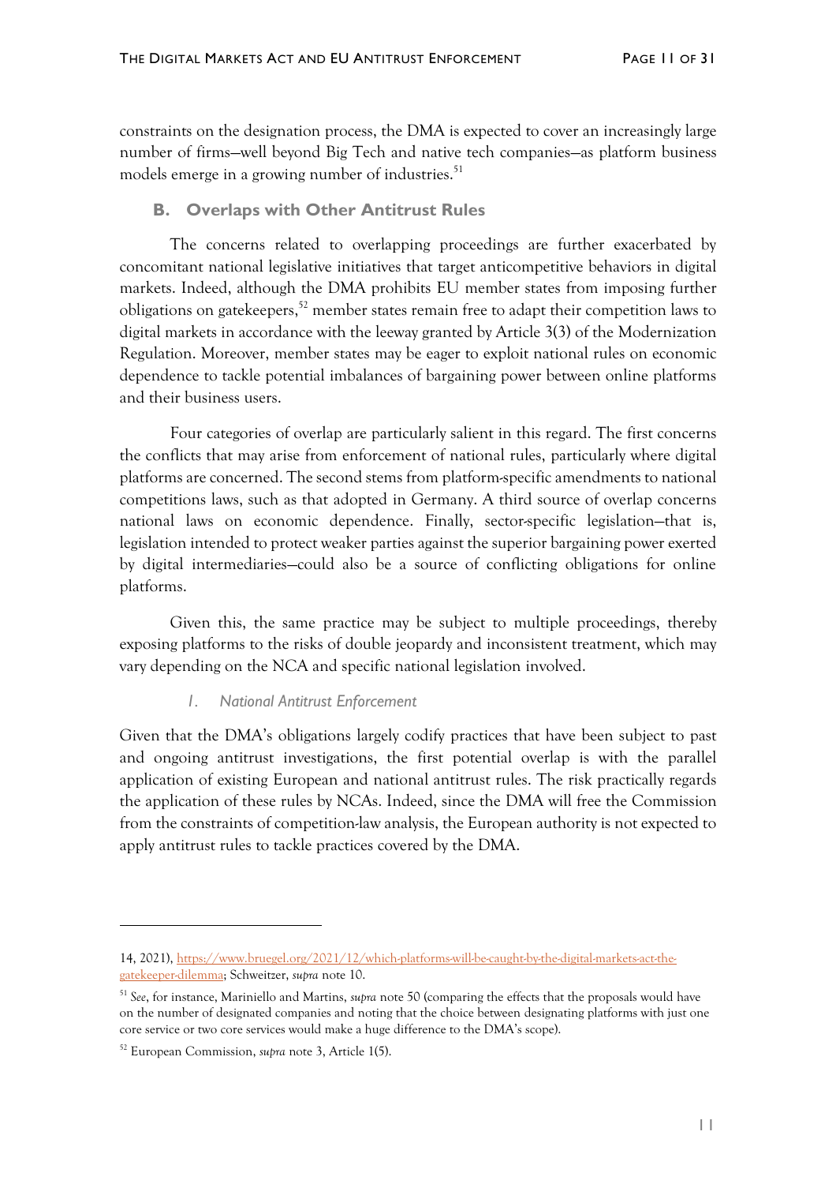constraints on the designation process, the DMA is expected to cover an increasingly large number of firms—well beyond Big Tech and native tech companies—as platform business models emerge in a growing number of industries.[51]

## B. Overlaps with Other Antitrust Rules

The concerns related to overlapping proceedings are further exacerbated by concomitant national legislative initiatives that target anticompetitive behaviors in digital markets. Indeed, although the DMA prohibits EU member states from imposing further obligations on gatekeepers,[52] member states remain free to adapt their competition laws to digital markets in accordance with the leeway granted by Article 3(3) of the Modernization Regulation. Moreover, member states may be eager to exploit national rules on economic dependence to tackle potential imbalances of bargaining power between online platforms and their business users.

Four categories of overlap are particularly salient in this regard. The first concerns the conflicts that may arise from enforcement of national rules, particularly where digital platforms are concerned. The second stems from platform-specific amendments to national competitions laws, such as that adopted in Germany. A third source of overlap concerns national laws on economic dependence. Finally, sector-specific legislation—that is, legislation intended to protect weaker parties against the superior bargaining power exerted by digital intermediaries—could also be a source of conflicting obligations for online platforms.

Given this, the same practice may be subject to multiple proceedings, thereby exposing platforms to the risks of double jeopardy and inconsistent treatment, which may vary depending on the NCA and specific national legislation involved.

### *1. National Antitrust Enforcement*

Given that the DMA's obligations largely codify practices that have been subject to past and ongoing antitrust investigations, the first potential overlap is with the parallel application of existing European and national antitrust rules. The risk practically regards the application of these rules by NCAs. Indeed, since the DMA will free the Commission from the constraints of competition-law analysis, the European authority is not expected to apply antitrust rules to tackle practices covered by the DMA.

---

14, 2021), https://www.bruegel.org/2021/12/which-platforms-will-be-caught-by-the-digital-markets-act-the-gatekeeper-dilemma; Schweitzer, *supra* note 10.

[51] *See*, for instance, Mariniello and Martins, *supra* note 50 (comparing the effects that the proposals would have on the number of designated companies and noting that the choice between designating platforms with just one core service or two core services would make a huge difference to the DMA's scope).

[52] European Commission, *supra* note 3, Article 1(5).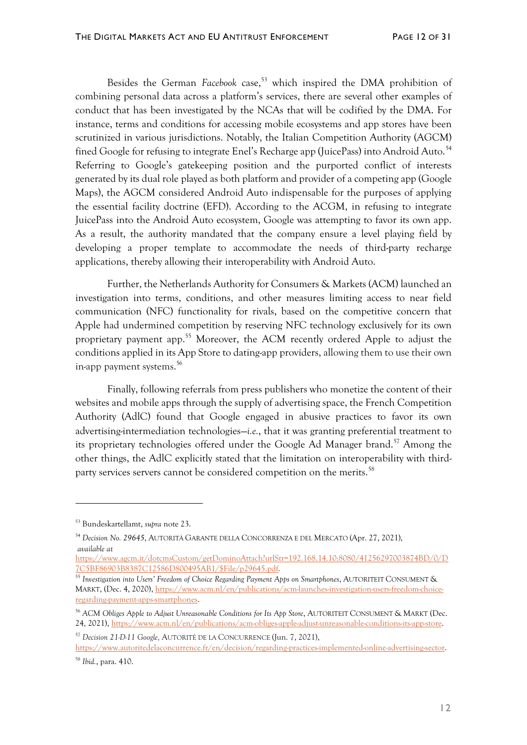Besides the German *Facebook* case,[53] which inspired the DMA prohibition of combining personal data across a platform's services, there are several other examples of conduct that has been investigated by the NCAs that will be codified by the DMA. For instance, terms and conditions for accessing mobile ecosystems and app stores have been scrutinized in various jurisdictions. Notably, the Italian Competition Authority (AGCM) fined Google for refusing to integrate Enel's Recharge app (JuicePass) into Android Auto.[54] Referring to Google's gatekeeping position and the purported conflict of interests generated by its dual role played as both platform and provider of a competing app (Google Maps), the AGCM considered Android Auto indispensable for the purposes of applying the essential facility doctrine (EFD). According to the ACGM, in refusing to integrate JuicePass into the Android Auto ecosystem, Google was attempting to favor its own app. As a result, the authority mandated that the company ensure a level playing field by developing a proper template to accommodate the needs of third-party recharge applications, thereby allowing their interoperability with Android Auto.

Further, the Netherlands Authority for Consumers & Markets (ACM) launched an investigation into terms, conditions, and other measures limiting access to near field communication (NFC) functionality for rivals, based on the competitive concern that Apple had undermined competition by reserving NFC technology exclusively for its own proprietary payment app.[55] Moreover, the ACM recently ordered Apple to adjust the conditions applied in its App Store to dating-app providers, allowing them to use their own in-app payment systems.[56]

Finally, following referrals from press publishers who monetize the content of their websites and mobile apps through the supply of advertising space, the French Competition Authority (AdlC) found that Google engaged in abusive practices to favor its own advertising-intermediation technologies—*i.e.*, that it was granting preferential treatment to its proprietary technologies offered under the Google Ad Manager brand.[57] Among the other things, the AdlC explicitly stated that the limitation on interoperability with third-party services servers cannot be considered competition on the merits.[58]

---

[53] Bundeskartellamt, *supra* note 23.

[54] *Decision No. 29645*, AUTORITÀ GARANTE DELLA CONCORRENZA E DEL MERCATO (Apr. 27, 2021), *available at* https://www.agcm.it/dotcmsCustom/getDominoAttach?urlStr=192.168.14.10:8080/41256297003874BD/0/D7C5BF86903B8387C12586D800495AB1/$File/p29645.pdf.

[55] *Investigation into Users' Freedom of Choice Regarding Payment Apps on Smartphones*, AUTORITEIT CONSUMENT & MARKT, (Dec. 4, 2020), https://www.acm.nl/en/publications/acm-launches-investigation-users-freedom-choice-regarding-payment-apps-smartphones.

[56] *ACM Obliges Apple to Adjust Unreasonable Conditions for Its App Store*, AUTORITEIT CONSUMENT & MARKT (Dec. 24, 2021), https://www.acm.nl/en/publications/acm-obliges-apple-adjust-unreasonable-conditions-its-app-store.

[57] *Decision 21-D-11 Google*, AUTORITÉ DE LA CONCURRENCE (Jun. 7, 2021), https://www.autoritedelaconcurrence.fr/en/decision/regarding-practices-implemented-online-advertising-sector.

[58] *Ibid.*, para. 410.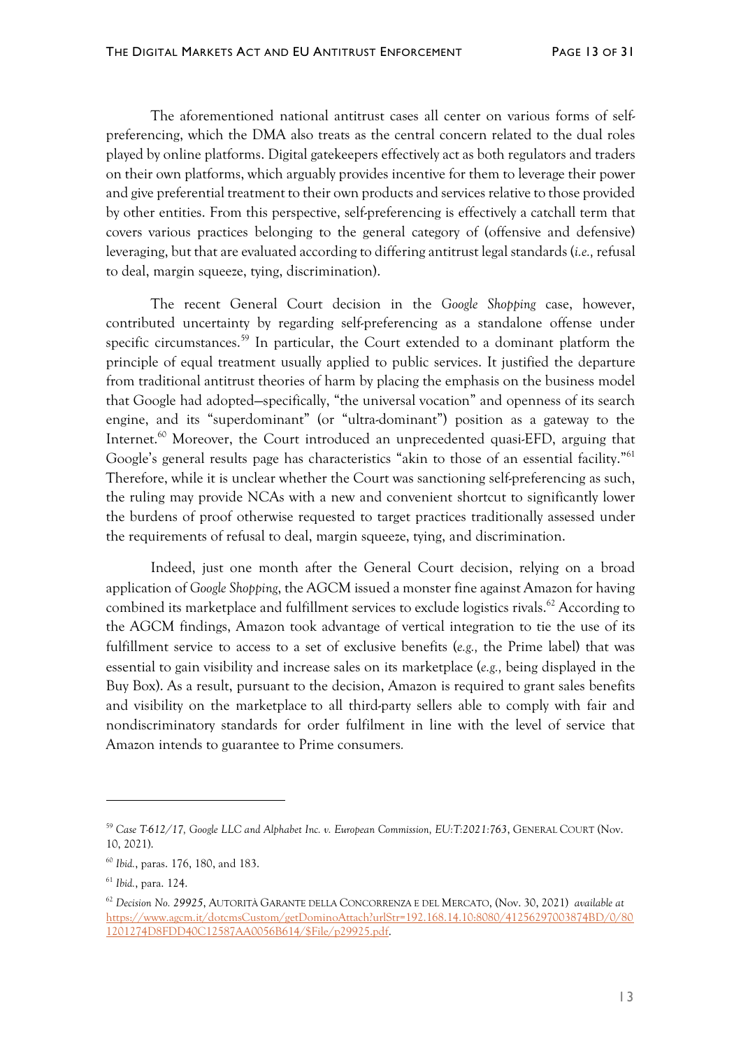The aforementioned national antitrust cases all center on various forms of self-preferencing, which the DMA also treats as the central concern related to the dual roles played by online platforms. Digital gatekeepers effectively act as both regulators and traders on their own platforms, which arguably provides incentive for them to leverage their power and give preferential treatment to their own products and services relative to those provided by other entities. From this perspective, self-preferencing is effectively a catchall term that covers various practices belonging to the general category of (offensive and defensive) leveraging, but that are evaluated according to differing antitrust legal standards (*i.e.*, refusal to deal, margin squeeze, tying, discrimination).

The recent General Court decision in the *Google Shopping* case, however, contributed uncertainty by regarding self-preferencing as a standalone offense under specific circumstances.[59] In particular, the Court extended to a dominant platform the principle of equal treatment usually applied to public services. It justified the departure from traditional antitrust theories of harm by placing the emphasis on the business model that Google had adopted—specifically, "the universal vocation" and openness of its search engine, and its "superdominant" (or "ultra-dominant") position as a gateway to the Internet.[60] Moreover, the Court introduced an unprecedented quasi-EFD, arguing that Google's general results page has characteristics "akin to those of an essential facility."[61] Therefore, while it is unclear whether the Court was sanctioning self-preferencing as such, the ruling may provide NCAs with a new and convenient shortcut to significantly lower the burdens of proof otherwise requested to target practices traditionally assessed under the requirements of refusal to deal, margin squeeze, tying, and discrimination.

Indeed, just one month after the General Court decision, relying on a broad application of *Google Shopping*, the AGCM issued a monster fine against Amazon for having combined its marketplace and fulfillment services to exclude logistics rivals.[62] According to the AGCM findings, Amazon took advantage of vertical integration to tie the use of its fulfillment service to access to a set of exclusive benefits (*e.g.*, the Prime label) that was essential to gain visibility and increase sales on its marketplace (*e.g.*, being displayed in the Buy Box). As a result, pursuant to the decision, Amazon is required to grant sales benefits and visibility on the marketplace to all third-party sellers able to comply with fair and nondiscriminatory standards for order fulfilment in line with the level of service that Amazon intends to guarantee to Prime consumers.

---

[59] *Case T-612/17, Google LLC and Alphabet Inc. v. European Commission, EU:T:2021:763*, GENERAL COURT (Nov. 10, 2021).

[60] *Ibid.*, paras. 176, 180, and 183.

[61] *Ibid.*, para. 124.

[62] *Decision No. 29925*, AUTORITÀ GARANTE DELLA CONCORRENZA E DEL MERCATO, (Nov. 30, 2021) *available at* https://www.agcm.it/dotcmsCustom/getDominoAttach?urlStr=192.168.14.10:8080/41256297003874BD/0/801201274D8FDD40C12587AA0056B614/$File/p29925.pdf.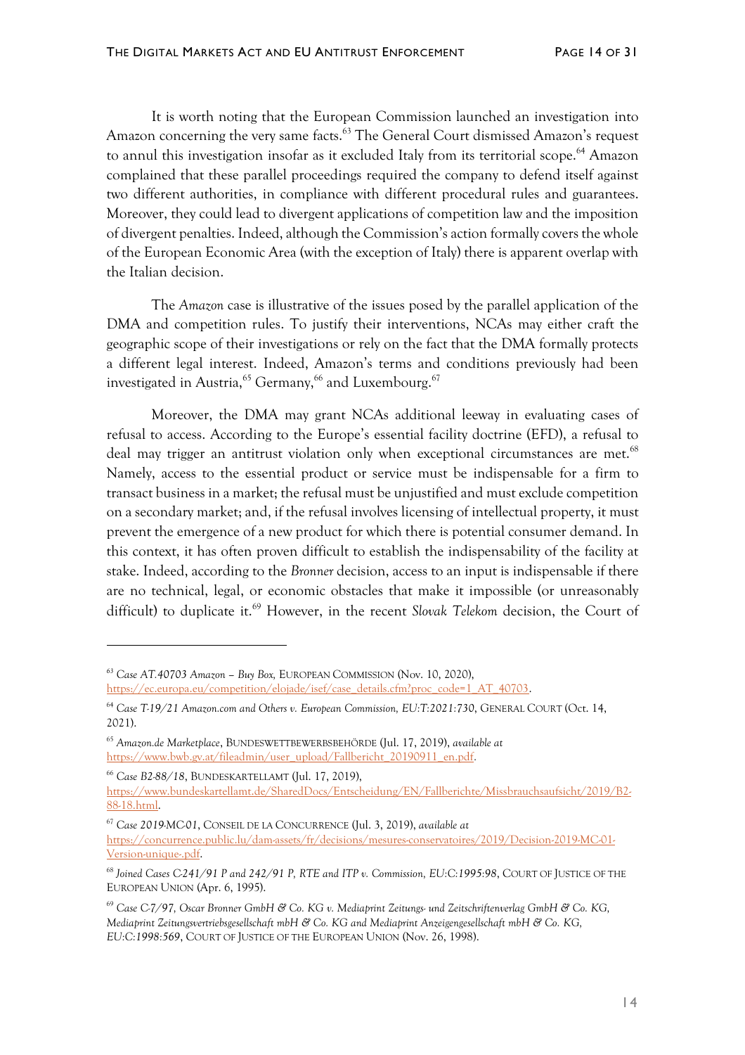It is worth noting that the European Commission launched an investigation into Amazon concerning the very same facts.[63] The General Court dismissed Amazon's request to annul this investigation insofar as it excluded Italy from its territorial scope.[64] Amazon complained that these parallel proceedings required the company to defend itself against two different authorities, in compliance with different procedural rules and guarantees. Moreover, they could lead to divergent applications of competition law and the imposition of divergent penalties. Indeed, although the Commission's action formally covers the whole of the European Economic Area (with the exception of Italy) there is apparent overlap with the Italian decision.

The *Amazon* case is illustrative of the issues posed by the parallel application of the DMA and competition rules. To justify their interventions, NCAs may either craft the geographic scope of their investigations or rely on the fact that the DMA formally protects a different legal interest. Indeed, Amazon's terms and conditions previously had been investigated in Austria,[65] Germany,[66] and Luxembourg.[67]

Moreover, the DMA may grant NCAs additional leeway in evaluating cases of refusal to access. According to the Europe's essential facility doctrine (EFD), a refusal to deal may trigger an antitrust violation only when exceptional circumstances are met.[68] Namely, access to the essential product or service must be indispensable for a firm to transact business in a market; the refusal must be unjustified and must exclude competition on a secondary market; and, if the refusal involves licensing of intellectual property, it must prevent the emergence of a new product for which there is potential consumer demand. In this context, it has often proven difficult to establish the indispensability of the facility at stake. Indeed, according to the *Bronner* decision, access to an input is indispensable if there are no technical, legal, or economic obstacles that make it impossible (or unreasonably difficult) to duplicate it.[69] However, in the recent *Slovak Telekom* decision, the Court of

---

[63] *Case AT.40703 Amazon – Buy Box,* EUROPEAN COMMISSION (Nov. 10, 2020), https://ec.europa.eu/competition/elojade/isef/case_details.cfm?proc_code=1_AT_40703.

[64] *Case T-19/21 Amazon.com and Others v. European Commission, EU:T:2021:730*, GENERAL COURT (Oct. 14, 2021).

[65] *Amazon.de Marketplace*, BUNDESWETTBEWERBSBEHÖRDE (Jul. 17, 2019), *available at* https://www.bwb.gv.at/fileadmin/user_upload/Fallbericht_20190911_en.pdf.

[66] *Case B2-88/18*, BUNDESKARTELLAMT (Jul. 17, 2019), https://www.bundeskartellamt.de/SharedDocs/Entscheidung/EN/Fallberichte/Missbrauchsaufsicht/2019/B2-88-18.html.

[67] *Case 2019-MC-01*, CONSEIL DE LA CONCURRENCE (Jul. 3, 2019), *available at* https://concurrence.public.lu/dam-assets/fr/decisions/mesures-conservatoires/2019/Decision-2019-MC-01-Version-unique-.pdf.

[68] *Joined Cases C-241/91 P and 242/91 P, RTE and ITP v. Commission, EU:C:1995:98*, COURT OF JUSTICE OF THE EUROPEAN UNION (Apr. 6, 1995).

[69] *Case C-7/97, Oscar Bronner GmbH & Co. KG v. Mediaprint Zeitungs- und Zeitschriftenverlag GmbH & Co. KG, Mediaprint Zeitungsvertriebsgesellschaft mbH & Co. KG and Mediaprint Anzeigengesellschaft mbH & Co. KG, EU:C:1998:569*, COURT OF JUSTICE OF THE EUROPEAN UNION (Nov. 26, 1998).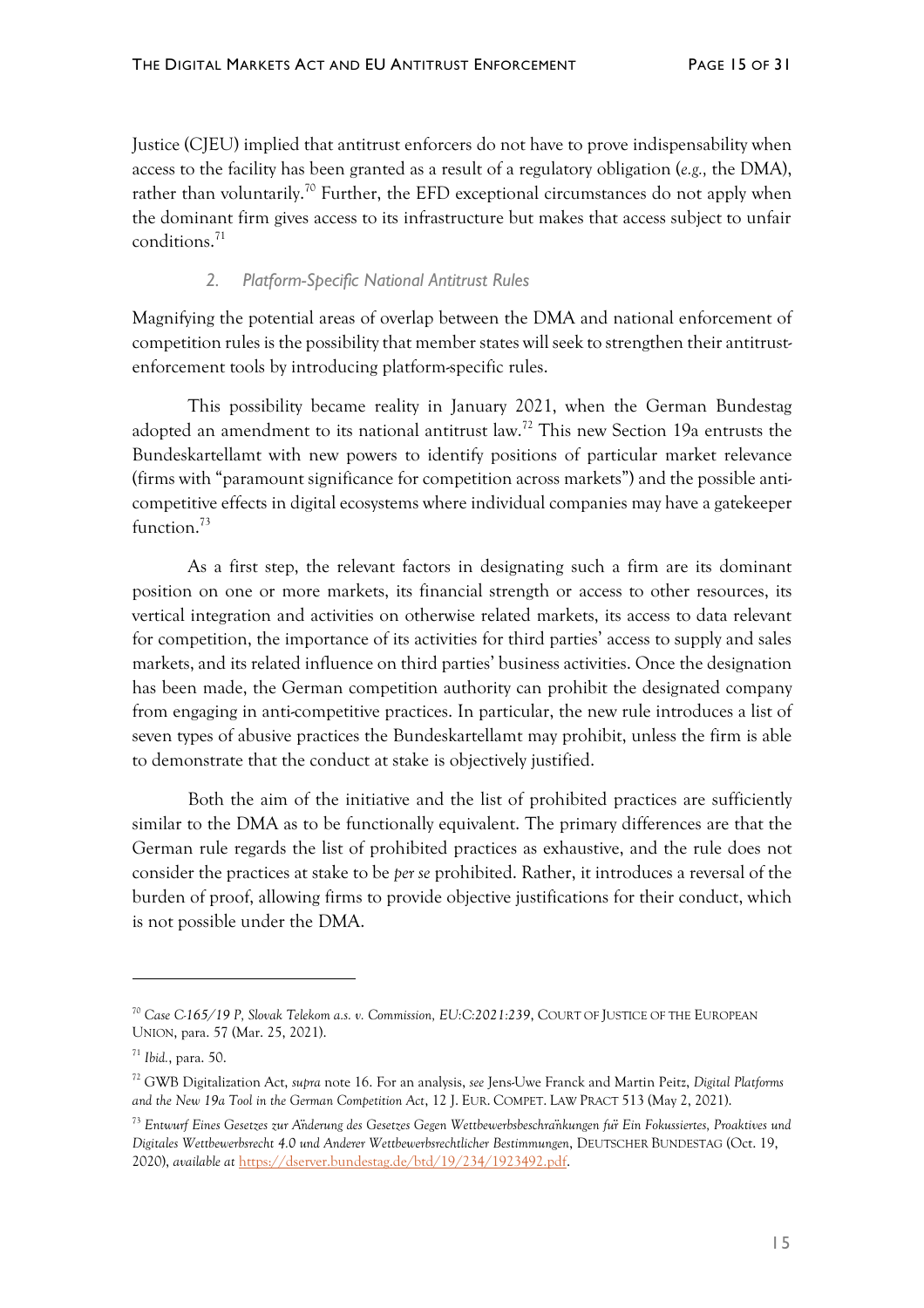Justice (CJEU) implied that antitrust enforcers do not have to prove indispensability when access to the facility has been granted as a result of a regulatory obligation (*e.g.,* the DMA), rather than voluntarily.[70] Further, the EFD exceptional circumstances do not apply when the dominant firm gives access to its infrastructure but makes that access subject to unfair conditions.[71]

### 2. *Platform-Specific National Antitrust Rules*

Magnifying the potential areas of overlap between the DMA and national enforcement of competition rules is the possibility that member states will seek to strengthen their antitrust-enforcement tools by introducing platform-specific rules.

This possibility became reality in January 2021, when the German Bundestag adopted an amendment to its national antitrust law.[72] This new Section 19a entrusts the Bundeskartellamt with new powers to identify positions of particular market relevance (firms with "paramount significance for competition across markets") and the possible anti-competitive effects in digital ecosystems where individual companies may have a gatekeeper function.[73]

As a first step, the relevant factors in designating such a firm are its dominant position on one or more markets, its financial strength or access to other resources, its vertical integration and activities on otherwise related markets, its access to data relevant for competition, the importance of its activities for third parties' access to supply and sales markets, and its related influence on third parties' business activities. Once the designation has been made, the German competition authority can prohibit the designated company from engaging in anti-competitive practices. In particular, the new rule introduces a list of seven types of abusive practices the Bundeskartellamt may prohibit, unless the firm is able to demonstrate that the conduct at stake is objectively justified.

Both the aim of the initiative and the list of prohibited practices are sufficiently similar to the DMA as to be functionally equivalent. The primary differences are that the German rule regards the list of prohibited practices as exhaustive, and the rule does not consider the practices at stake to be *per se* prohibited. Rather, it introduces a reversal of the burden of proof, allowing firms to provide objective justifications for their conduct, which is not possible under the DMA.

---

[70] *Case C-165/19 P, Slovak Telekom a.s. v. Commission, EU:C:2021:239*, COURT OF JUSTICE OF THE EUROPEAN UNION, para. 57 (Mar. 25, 2021).

[71] *Ibid.*, para. 50.

[72] GWB Digitalization Act, *supra* note 16. For an analysis, *see* Jens-Uwe Franck and Martin Peitz, *Digital Platforms and the New 19a Tool in the German Competition Act*, 12 J. EUR. COMPET. LAW PRACT 513 (May 2, 2021).

[73] *Entwurf Eines Gesetzes zur Änderung des Gesetzes Gegen Wettbewerbsbeschränkungen für Ein Fokussiertes, Proaktives und Digitales Wettbewerbsrecht 4.0 und Anderer Wettbewerbsrechtlicher Bestimmungen*, DEUTSCHER BUNDESTAG (Oct. 19, 2020), *available at* https://dserver.bundestag.de/btd/19/234/1923492.pdf.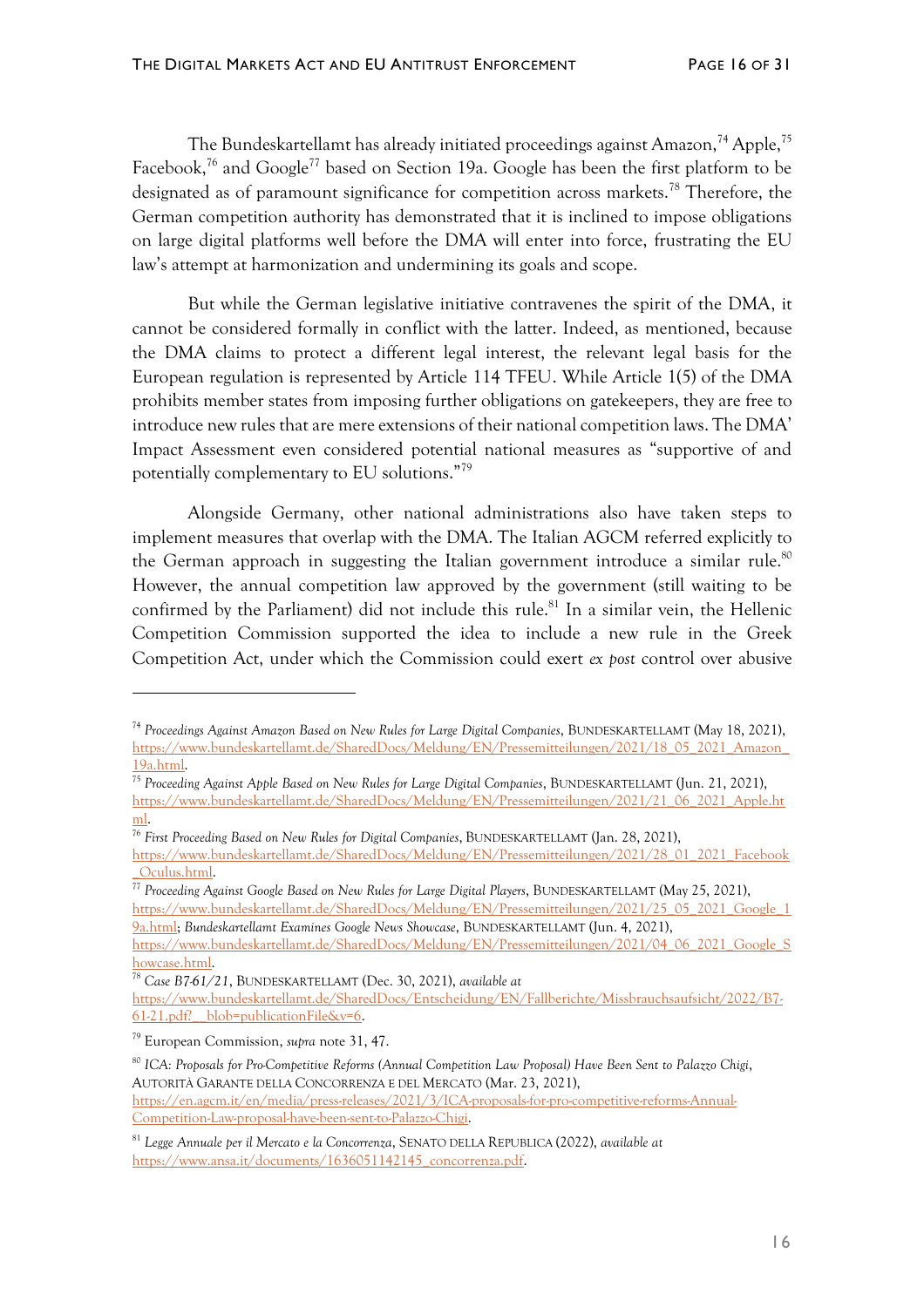The Bundeskartellamt has already initiated proceedings against Amazon,[74] Apple,[75] Facebook,[76] and Google[77] based on Section 19a. Google has been the first platform to be designated as of paramount significance for competition across markets.[78] Therefore, the German competition authority has demonstrated that it is inclined to impose obligations on large digital platforms well before the DMA will enter into force, frustrating the EU law's attempt at harmonization and undermining its goals and scope.

But while the German legislative initiative contravenes the spirit of the DMA, it cannot be considered formally in conflict with the latter. Indeed, as mentioned, because the DMA claims to protect a different legal interest, the relevant legal basis for the European regulation is represented by Article 114 TFEU. While Article 1(5) of the DMA prohibits member states from imposing further obligations on gatekeepers, they are free to introduce new rules that are mere extensions of their national competition laws. The DMA' Impact Assessment even considered potential national measures as "supportive of and potentially complementary to EU solutions."[79]

Alongside Germany, other national administrations also have taken steps to implement measures that overlap with the DMA. The Italian AGCM referred explicitly to the German approach in suggesting the Italian government introduce a similar rule.[80] However, the annual competition law approved by the government (still waiting to be confirmed by the Parliament) did not include this rule.[81] In a similar vein, the Hellenic Competition Commission supported the idea to include a new rule in the Greek Competition Act, under which the Commission could exert *ex post* control over abusive

---

[74] *Proceedings Against Amazon Based on New Rules for Large Digital Companies*, BUNDESKARTELLAMT (May 18, 2021), https://www.bundeskartellamt.de/SharedDocs/Meldung/EN/Pressemitteilungen/2021/18_05_2021_Amazon_19a.html.

[75] *Proceeding Against Apple Based on New Rules for Large Digital Companies*, BUNDESKARTELLAMT (Jun. 21, 2021), https://www.bundeskartellamt.de/SharedDocs/Meldung/EN/Pressemitteilungen/2021/21_06_2021_Apple.html.

[76] *First Proceeding Based on New Rules for Digital Companies*, BUNDESKARTELLAMT (Jan. 28, 2021), https://www.bundeskartellamt.de/SharedDocs/Meldung/EN/Pressemitteilungen/2021/28_01_2021_Facebook_Oculus.html.

[77] *Proceeding Against Google Based on New Rules for Large Digital Players*, BUNDESKARTELLAMT (May 25, 2021), https://www.bundeskartellamt.de/SharedDocs/Meldung/EN/Pressemitteilungen/2021/25_05_2021_Google_19a.html; *Bundeskartellamt Examines Google News Showcase*, BUNDESKARTELLAMT (Jun. 4, 2021), https://www.bundeskartellamt.de/SharedDocs/Meldung/EN/Pressemitteilungen/2021/04_06_2021_Google_Showcase.html.

[78] *Case B7-61/21*, BUNDESKARTELLAMT (Dec. 30, 2021), *available at* https://www.bundeskartellamt.de/SharedDocs/Entscheidung/EN/Fallberichte/Missbrauchsaufsicht/2022/B7-61-21.pdf?__blob=publicationFile&v=6.

[79] European Commission, *supra* note 31, 47.

[80] *ICA: Proposals for Pro-Competitive Reforms (Annual Competition Law Proposal) Have Been Sent to Palazzo Chigi*, AUTORITÀ GARANTE DELLA CONCORRENZA E DEL MERCATO (Mar. 23, 2021), https://en.agcm.it/en/media/press-releases/2021/3/ICA-proposals-for-pro-competitive-reforms-Annual-Competition-Law-proposal-have-been-sent-to-Palazzo-Chigi.

[81] *Legge Annuale per il Mercato e la Concorrenza*, SENATO DELLA REPUBLICA (2022), *available at* https://www.ansa.it/documents/1636051142145_concorrenza.pdf.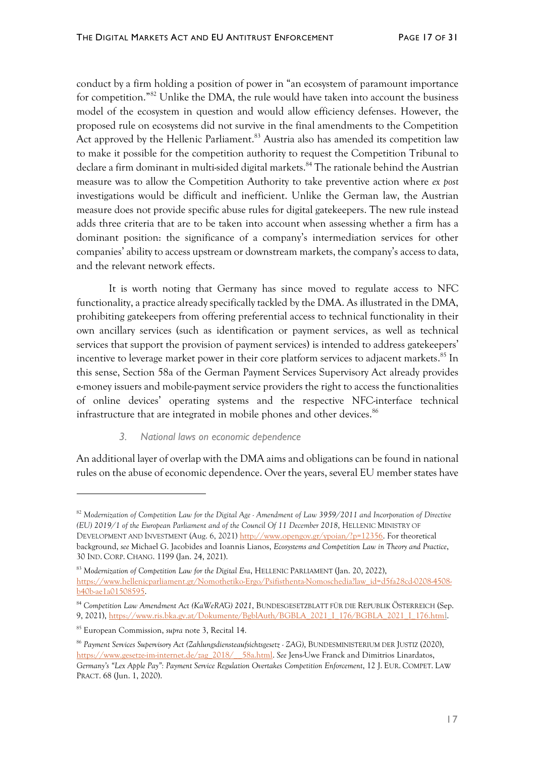conduct by a firm holding a position of power in "an ecosystem of paramount importance for competition."[82] Unlike the DMA, the rule would have taken into account the business model of the ecosystem in question and would allow efficiency defenses. However, the proposed rule on ecosystems did not survive in the final amendments to the Competition Act approved by the Hellenic Parliament.[83] Austria also has amended its competition law to make it possible for the competition authority to request the Competition Tribunal to declare a firm dominant in multi-sided digital markets.[84] The rationale behind the Austrian measure was to allow the Competition Authority to take preventive action where *ex post* investigations would be difficult and inefficient. Unlike the German law, the Austrian measure does not provide specific abuse rules for digital gatekeepers. The new rule instead adds three criteria that are to be taken into account when assessing whether a firm has a dominant position: the significance of a company's intermediation services for other companies' ability to access upstream or downstream markets, the company's access to data, and the relevant network effects.

It is worth noting that Germany has since moved to regulate access to NFC functionality, a practice already specifically tackled by the DMA. As illustrated in the DMA, prohibiting gatekeepers from offering preferential access to technical functionality in their own ancillary services (such as identification or payment services, as well as technical services that support the provision of payment services) is intended to address gatekeepers' incentive to leverage market power in their core platform services to adjacent markets.[85] In this sense, Section 58a of the German Payment Services Supervisory Act already provides e-money issuers and mobile-payment service providers the right to access the functionalities of online devices' operating systems and the respective NFC-interface technical infrastructure that are integrated in mobile phones and other devices.[86]

### *3. National laws on economic dependence*

An additional layer of overlap with the DMA aims and obligations can be found in national rules on the abuse of economic dependence. Over the years, several EU member states have

---

[82] *Modernization of Competition Law for the Digital Age - Amendment of Law 3959/2011 and Incorporation of Directive (EU) 2019/1 of the European Parliament and of the Council Of 11 December 2018*, HELLENIC MINISTRY OF DEVELOPMENT AND INVESTMENT (Aug. 6, 2021) http://www.opengov.gr/ypoian/?p=12356. For theoretical background, *see* Michael G. Jacobides and Ioannis Lianos, *Ecosystems and Competition Law in Theory and Practice*, 30 IND. CORP. CHANG. 1199 (Jan. 24, 2021).

[83] *Modernization of Competition Law for the Digital Era*, HELLENIC PARLIAMENT (Jan. 20, 2022), https://www.hellenicparliament.gr/Nomothetiko-Ergo/Psifisthenta-Nomoschedia?law_id=d5fa28cd-0208-4508-b40b-ae1a01508595.

[84] *Competition Law Amendment Act (KaWeRÄG) 2021*, BUNDESGESETZBLATT FÜR DIE REPUBLIK ÖSTERREICH (Sep. 9, 2021), https://www.ris.bka.gv.at/Dokumente/BgblAuth/BGBLA_2021_I_176/BGBLA_2021_I_176.html.

[85] European Commission, *supra* note 3, Recital 14.

[86] *Payment Services Supervisory Act (Zahlungsdiensteaufsichtsgesetz - ZAG)*, BUNDESMINISTERIUM DER JUSTIZ (2020), https://www.gesetze-im-internet.de/zag_2018/__58a.html. *See* Jens-Uwe Franck and Dimitrios Linardatos, *Germany's "Lex Apple Pay": Payment Service Regulation Overtakes Competition Enforcement*, 12 J. EUR. COMPET. LAW PRACT. 68 (Jun. 1, 2020).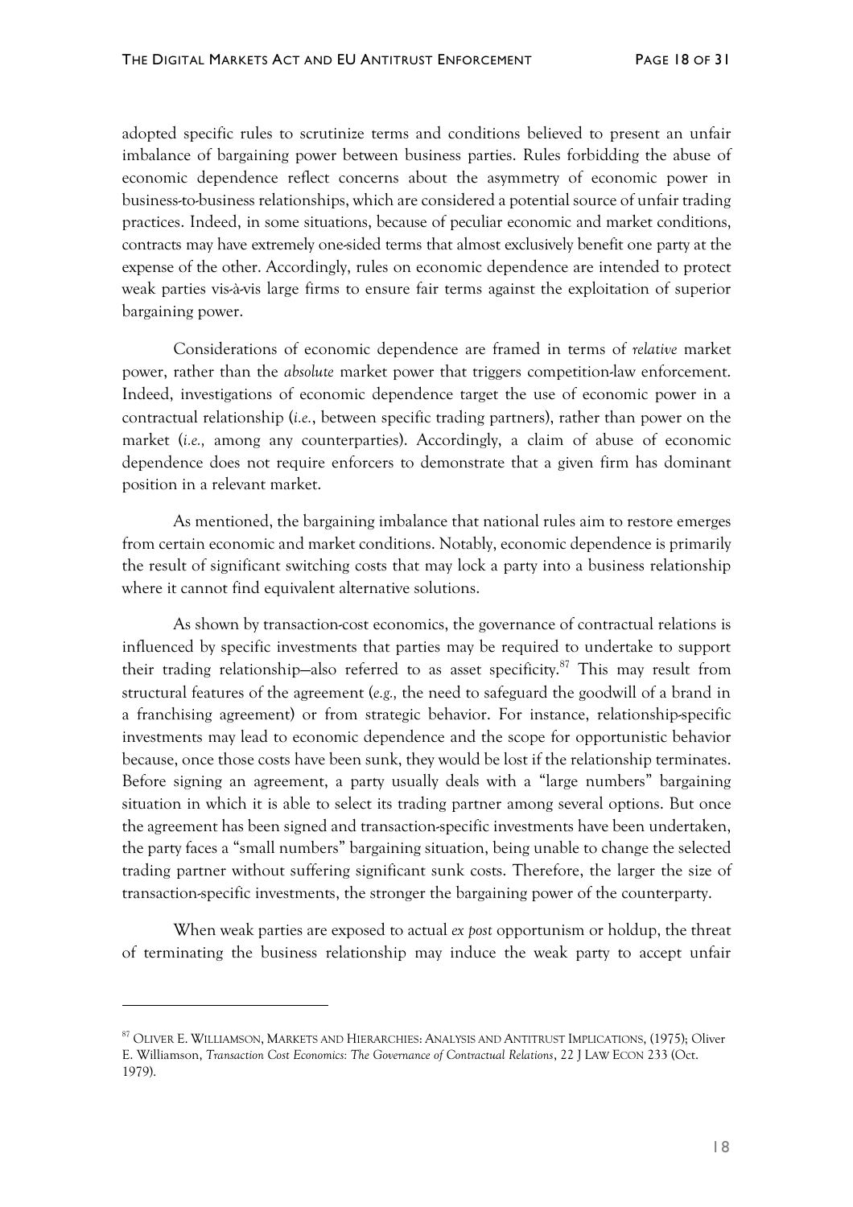adopted specific rules to scrutinize terms and conditions believed to present an unfair imbalance of bargaining power between business parties. Rules forbidding the abuse of economic dependence reflect concerns about the asymmetry of economic power in business-to-business relationships, which are considered a potential source of unfair trading practices. Indeed, in some situations, because of peculiar economic and market conditions, contracts may have extremely one-sided terms that almost exclusively benefit one party at the expense of the other. Accordingly, rules on economic dependence are intended to protect weak parties vis-à-vis large firms to ensure fair terms against the exploitation of superior bargaining power.

Considerations of economic dependence are framed in terms of *relative* market power, rather than the *absolute* market power that triggers competition-law enforcement. Indeed, investigations of economic dependence target the use of economic power in a contractual relationship (*i.e.*, between specific trading partners), rather than power on the market (*i.e.,* among any counterparties). Accordingly, a claim of abuse of economic dependence does not require enforcers to demonstrate that a given firm has dominant position in a relevant market.

As mentioned, the bargaining imbalance that national rules aim to restore emerges from certain economic and market conditions. Notably, economic dependence is primarily the result of significant switching costs that may lock a party into a business relationship where it cannot find equivalent alternative solutions.

As shown by transaction-cost economics, the governance of contractual relations is influenced by specific investments that parties may be required to undertake to support their trading relationship—also referred to as asset specificity.[87] This may result from structural features of the agreement (*e.g.,* the need to safeguard the goodwill of a brand in a franchising agreement) or from strategic behavior. For instance, relationship-specific investments may lead to economic dependence and the scope for opportunistic behavior because, once those costs have been sunk, they would be lost if the relationship terminates. Before signing an agreement, a party usually deals with a "large numbers" bargaining situation in which it is able to select its trading partner among several options. But once the agreement has been signed and transaction-specific investments have been undertaken, the party faces a "small numbers" bargaining situation, being unable to change the selected trading partner without suffering significant sunk costs. Therefore, the larger the size of transaction-specific investments, the stronger the bargaining power of the counterparty.

When weak parties are exposed to actual *ex post* opportunism or holdup, the threat of terminating the business relationship may induce the weak party to accept unfair

---

[87] OLIVER E. WILLIAMSON, MARKETS AND HIERARCHIES: ANALYSIS AND ANTITRUST IMPLICATIONS, (1975); Oliver E. Williamson, *Transaction Cost Economics: The Governance of Contractual Relations*, 22 J LAW ECON 233 (Oct. 1979).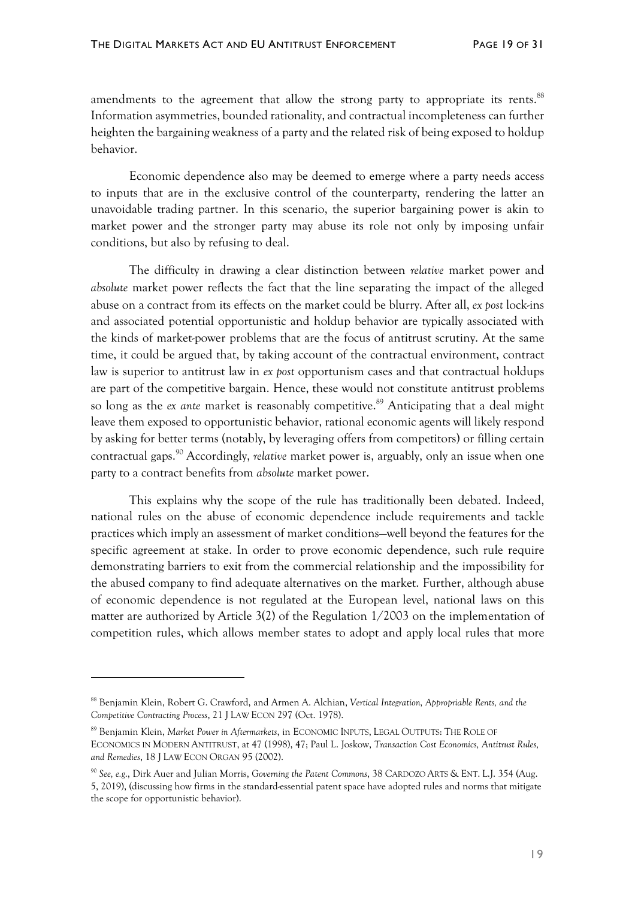amendments to the agreement that allow the strong party to appropriate its rents.[88] Information asymmetries, bounded rationality, and contractual incompleteness can further heighten the bargaining weakness of a party and the related risk of being exposed to holdup behavior.

Economic dependence also may be deemed to emerge where a party needs access to inputs that are in the exclusive control of the counterparty, rendering the latter an unavoidable trading partner. In this scenario, the superior bargaining power is akin to market power and the stronger party may abuse its role not only by imposing unfair conditions, but also by refusing to deal.

The difficulty in drawing a clear distinction between *relative* market power and *absolute* market power reflects the fact that the line separating the impact of the alleged abuse on a contract from its effects on the market could be blurry. After all, *ex post* lock-ins and associated potential opportunistic and holdup behavior are typically associated with the kinds of market-power problems that are the focus of antitrust scrutiny. At the same time, it could be argued that, by taking account of the contractual environment, contract law is superior to antitrust law in *ex post* opportunism cases and that contractual holdups are part of the competitive bargain. Hence, these would not constitute antitrust problems so long as the *ex ante* market is reasonably competitive.[89] Anticipating that a deal might leave them exposed to opportunistic behavior, rational economic agents will likely respond by asking for better terms (notably, by leveraging offers from competitors) or filling certain contractual gaps.[90] Accordingly, *relative* market power is, arguably, only an issue when one party to a contract benefits from *absolute* market power.

This explains why the scope of the rule has traditionally been debated. Indeed, national rules on the abuse of economic dependence include requirements and tackle practices which imply an assessment of market conditions—well beyond the features for the specific agreement at stake. In order to prove economic dependence, such rule require demonstrating barriers to exit from the commercial relationship and the impossibility for the abused company to find adequate alternatives on the market. Further, although abuse of economic dependence is not regulated at the European level, national laws on this matter are authorized by Article 3(2) of the Regulation 1/2003 on the implementation of competition rules, which allows member states to adopt and apply local rules that more

---

[88] Benjamin Klein, Robert G. Crawford, and Armen A. Alchian, *Vertical Integration, Appropriable Rents, and the Competitive Contracting Process*, 21 J LAW ECON 297 (Oct. 1978).

[89] Benjamin Klein, *Market Power in Aftermarkets*, in ECONOMIC INPUTS, LEGAL OUTPUTS: THE ROLE OF ECONOMICS IN MODERN ANTITRUST, at 47 (1998), 47; Paul L. Joskow, *Transaction Cost Economics, Antitrust Rules, and Remedies*, 18 J LAW ECON ORGAN 95 (2002).

[90] *See, e.g.*, Dirk Auer and Julian Morris, *Governing the Patent Commons*, 38 CARDOZO ARTS & ENT. L.J. 354 (Aug. 5, 2019), (discussing how firms in the standard-essential patent space have adopted rules and norms that mitigate the scope for opportunistic behavior).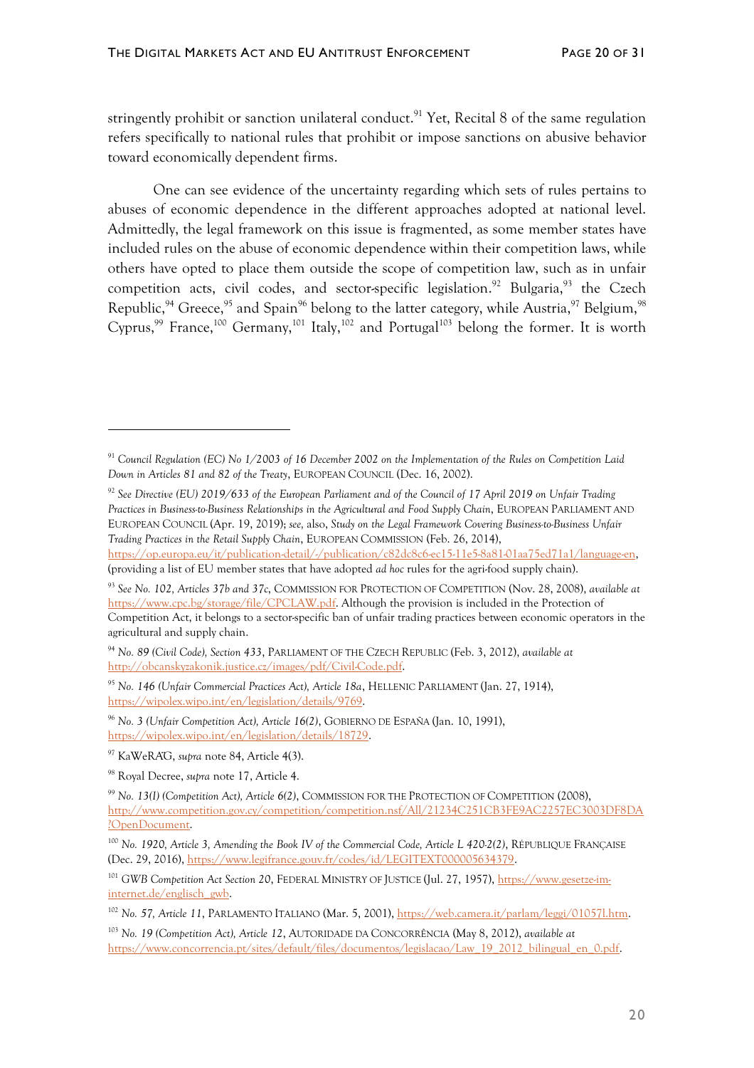stringently prohibit or sanction unilateral conduct.[91] Yet, Recital 8 of the same regulation refers specifically to national rules that prohibit or impose sanctions on abusive behavior toward economically dependent firms.

One can see evidence of the uncertainty regarding which sets of rules pertains to abuses of economic dependence in the different approaches adopted at national level. Admittedly, the legal framework on this issue is fragmented, as some member states have included rules on the abuse of economic dependence within their competition laws, while others have opted to place them outside the scope of competition law, such as in unfair competition acts, civil codes, and sector-specific legislation.[92] Bulgaria,[93] the Czech Republic,[94] Greece,[95] and Spain[96] belong to the latter category, while Austria,[97] Belgium,[98] Cyprus,[99] France,[100] Germany,[101] Italy,[102] and Portugal[103] belong the former. It is worth

---

[91] *Council Regulation (EC) No 1/2003 of 16 December 2002 on the Implementation of the Rules on Competition Laid Down in Articles 81 and 82 of the Treaty*, EUROPEAN COUNCIL (Dec. 16, 2002).

[92] *See Directive (EU) 2019/633 of the European Parliament and of the Council of 17 April 2019 on Unfair Trading Practices in Business-to-Business Relationships in the Agricultural and Food Supply Chain*, EUROPEAN PARLIAMENT AND EUROPEAN COUNCIL (Apr. 19, 2019); *see*, also, *Study on the Legal Framework Covering Business-to-Business Unfair Trading Practices in the Retail Supply Chain*, EUROPEAN COMMISSION (Feb. 26, 2014), https://op.europa.eu/it/publication-detail/-/publication/c82dc8c6-ec15-11e5-8a81-01aa75ed71a1/language-en, (providing a list of EU member states that have adopted *ad hoc* rules for the agri-food supply chain).

[93] *See No. 102, Articles 37b and 37c*, COMMISSION FOR PROTECTION OF COMPETITION (Nov. 28, 2008), *available at* https://www.cpc.bg/storage/file/CPCLAW.pdf. Although the provision is included in the Protection of Competition Act, it belongs to a sector-specific ban of unfair trading practices between economic operators in the agricultural and supply chain.

[94] *No. 89 (Civil Code), Section 433*, PARLIAMENT OF THE CZECH REPUBLIC (Feb. 3, 2012), *available at* http://obcanskyzakonik.justice.cz/images/pdf/Civil-Code.pdf.

[95] *No. 146 (Unfair Commercial Practices Act), Article 18a*, HELLENIC PARLIAMENT (Jan. 27, 1914), https://wipolex.wipo.int/en/legislation/details/9769.

[96] *No. 3 (Unfair Competition Act), Article 16(2)*, GOBIERNO DE ESPAÑA (Jan. 10, 1991), https://wipolex.wipo.int/en/legislation/details/18729.

[97] KaWeRÄG, *supra* note 84, Article 4(3).

[98] Royal Decree, *supra* note 17, Article 4.

[99] *No. 13(I) (Competition Act), Article 6(2)*, COMMISSION FOR THE PROTECTION OF COMPETITION (2008), http://www.competition.gov.cy/competition/competition.nsf/All/21234C251CB3FE9AC2257EC3003DF8DA?OpenDocument.

[100] *No. 1920, Article 3, Amending the Book IV of the Commercial Code, Article L 420-2(2)*, RÉPUBLIQUE FRANÇAISE (Dec. 29, 2016), https://www.legifrance.gouv.fr/codes/id/LEGITEXT000005634379.

[101] *GWB Competition Act Section 20*, FEDERAL MINISTRY OF JUSTICE (Jul. 27, 1957), https://www.gesetze-im-internet.de/englisch_gwb.

[102] *No. 57, Article 11*, PARLAMENTO ITALIANO (Mar. 5, 2001), https://web.camera.it/parlam/leggi/01057l.htm.

[103] *No. 19 (Competition Act), Article 12*, AUTORIDADE DA CONCORRÊNCIA (May 8, 2012), *available at* https://www.concorrencia.pt/sites/default/files/documentos/legislacao/Law_19_2012_bilingual_en_0.pdf.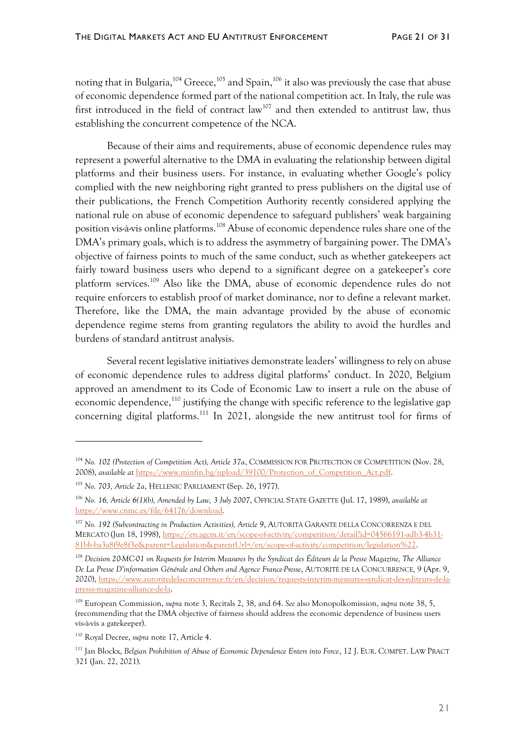noting that in Bulgaria,[104] Greece,[105] and Spain,[106] it also was previously the case that abuse of economic dependence formed part of the national competition act. In Italy, the rule was first introduced in the field of contract law[107] and then extended to antitrust law, thus establishing the concurrent competence of the NCA.

Because of their aims and requirements, abuse of economic dependence rules may represent a powerful alternative to the DMA in evaluating the relationship between digital platforms and their business users. For instance, in evaluating whether Google's policy complied with the new neighboring right granted to press publishers on the digital use of their publications, the French Competition Authority recently considered applying the national rule on abuse of economic dependence to safeguard publishers' weak bargaining position vis-à-vis online platforms.[108] Abuse of economic dependence rules share one of the DMA's primary goals, which is to address the asymmetry of bargaining power. The DMA's objective of fairness points to much of the same conduct, such as whether gatekeepers act fairly toward business users who depend to a significant degree on a gatekeeper's core platform services.[109] Also like the DMA, abuse of economic dependence rules do not require enforcers to establish proof of market dominance, nor to define a relevant market. Therefore, like the DMA, the main advantage provided by the abuse of economic dependence regime stems from granting regulators the ability to avoid the hurdles and burdens of standard antitrust analysis.

Several recent legislative initiatives demonstrate leaders' willingness to rely on abuse of economic dependence rules to address digital platforms' conduct. In 2020, Belgium approved an amendment to its Code of Economic Law to insert a rule on the abuse of economic dependence,[110] justifying the change with specific reference to the legislative gap concerning digital platforms.[111] In 2021, alongside the new antitrust tool for firms of

---

[104] *No. 102 (Protection of Competition Act), Article 37a*, COMMISSION FOR PROTECTION OF COMPETITION (Nov. 28, 2008), *available at* https://www.minfin.bg/upload/39100/Protection_of_Competition_Act.pdf.

[105] *No. 703, Article 2a*, HELLENIC PARLIAMENT (Sep. 26, 1977).

[106] *No. 16, Article 6(1)(b), Amended by Law, 3 July 2007*, OFFICIAL STATE GAZETTE (Jul. 17, 1989), *available at* https://www.cnmc.es/file/64176/download.

[107] *No. 192 (Subcontracting in Production Activities), Article 9*, AUTORITÀ GARANTE DELLA CONCORRENZA E DEL MERCATO (Jun 18, 1998), https://en.agcm.it/en/scope-of-activity/competition/detail?id=04566191-adb3-4b31-81bb-ba3a8f9e8f3e&parent=Legislation&parentUrl=/en/scope-of-activity/competition/legislation%22.

[108] *Decision 20-MC-01 on Requests for Interim Measures by the Syndicat des Éditeurs de la Presse Magazine, The Alliance De La Presse D'information Générale and Others and Agence France-Presse*, AUTORITÉ DE LA CONCURRENCE, 9 (Apr. 9, 2020), https://www.autoritedelaconcurrence.fr/en/decision/requests-interim-measures-syndicat-des-editeurs-de-la-presse-magazine-alliance-de-la.

[109] European Commission, *supra* note 3, Recitals 2, 38, and 64. *See* also Monopolkomission, *supra* note 38, 5, (recommending that the DMA objective of fairness should address the economic dependence of business users vis-à-vis a gatekeeper).

[110] Royal Decree, *supra* note 17, Article 4.

[111] Jan Blockx, *Belgian Prohibition of Abuse of Economic Dependence Enters into Force*, 12 J. EUR. COMPET. LAW PRACT 321 (Jan. 22, 2021).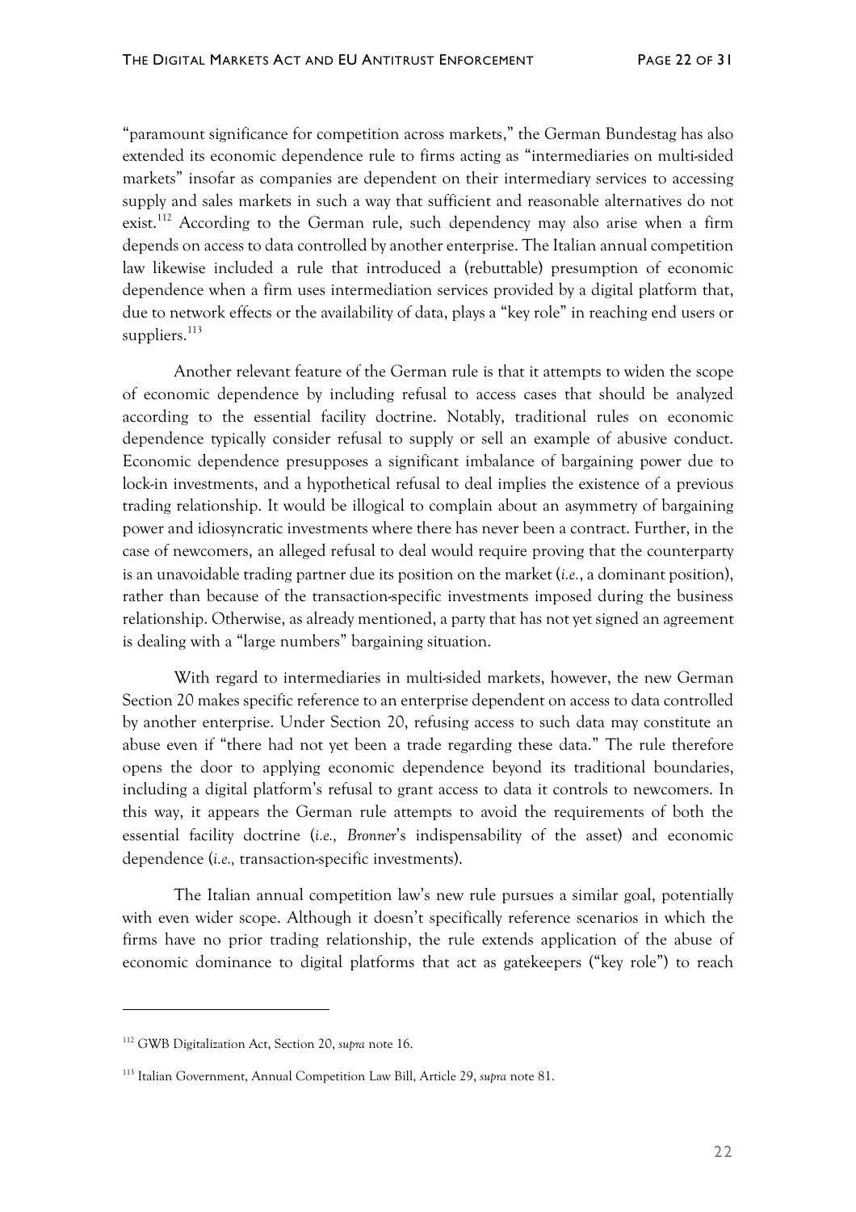"paramount significance for competition across markets," the German Bundestag has also extended its economic dependence rule to firms acting as "intermediaries on multi-sided markets" insofar as companies are dependent on their intermediary services to accessing supply and sales markets in such a way that sufficient and reasonable alternatives do not exist.[112] According to the German rule, such dependency may also arise when a firm depends on access to data controlled by another enterprise. The Italian annual competition law likewise included a rule that introduced a (rebuttable) presumption of economic dependence when a firm uses intermediation services provided by a digital platform that, due to network effects or the availability of data, plays a "key role" in reaching end users or suppliers.[113]

Another relevant feature of the German rule is that it attempts to widen the scope of economic dependence by including refusal to access cases that should be analyzed according to the essential facility doctrine. Notably, traditional rules on economic dependence typically consider refusal to supply or sell an example of abusive conduct. Economic dependence presupposes a significant imbalance of bargaining power due to lock-in investments, and a hypothetical refusal to deal implies the existence of a previous trading relationship. It would be illogical to complain about an asymmetry of bargaining power and idiosyncratic investments where there has never been a contract. Further, in the case of newcomers, an alleged refusal to deal would require proving that the counterparty is an unavoidable trading partner due its position on the market (*i.e.*, a dominant position), rather than because of the transaction-specific investments imposed during the business relationship. Otherwise, as already mentioned, a party that has not yet signed an agreement is dealing with a "large numbers" bargaining situation.

With regard to intermediaries in multi-sided markets, however, the new German Section 20 makes specific reference to an enterprise dependent on access to data controlled by another enterprise. Under Section 20, refusing access to such data may constitute an abuse even if "there had not yet been a trade regarding these data." The rule therefore opens the door to applying economic dependence beyond its traditional boundaries, including a digital platform's refusal to grant access to data it controls to newcomers. In this way, it appears the German rule attempts to avoid the requirements of both the essential facility doctrine (*i.e., Bronner*'s indispensability of the asset) and economic dependence (*i.e.,* transaction-specific investments).

The Italian annual competition law's new rule pursues a similar goal, potentially with even wider scope. Although it doesn't specifically reference scenarios in which the firms have no prior trading relationship, the rule extends application of the abuse of economic dominance to digital platforms that act as gatekeepers ("key role") to reach

---

[112] GWB Digitalization Act, Section 20, *supra* note 16.

[113] Italian Government, Annual Competition Law Bill, Article 29, *supra* note 81.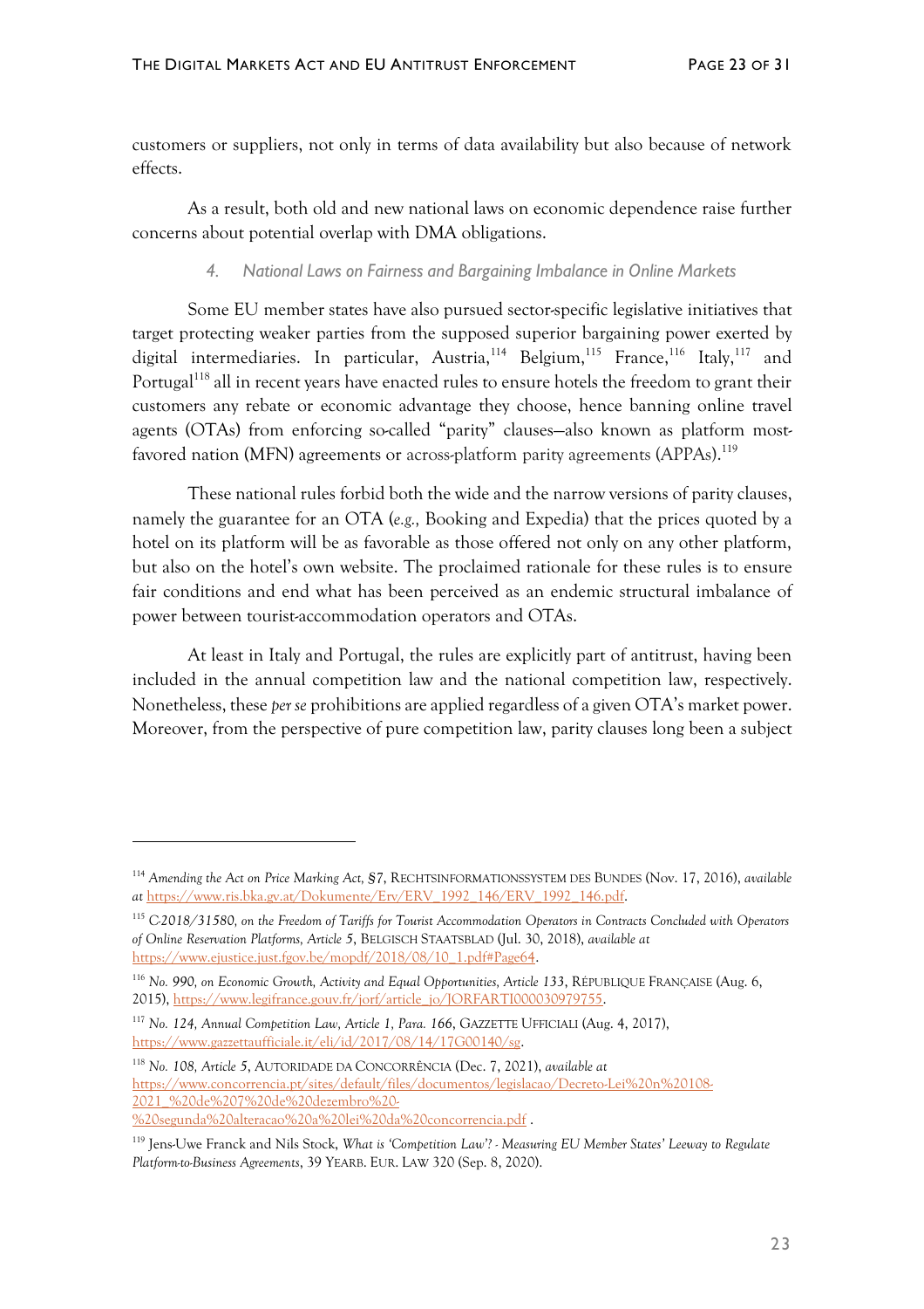customers or suppliers, not only in terms of data availability but also because of network effects.

As a result, both old and new national laws on economic dependence raise further concerns about potential overlap with DMA obligations.

#### *4. National Laws on Fairness and Bargaining Imbalance in Online Markets*

Some EU member states have also pursued sector-specific legislative initiatives that target protecting weaker parties from the supposed superior bargaining power exerted by digital intermediaries. In particular, Austria,[114] Belgium,[115] France,[116] Italy,[117] and Portugal[118] all in recent years have enacted rules to ensure hotels the freedom to grant their customers any rebate or economic advantage they choose, hence banning online travel agents (OTAs) from enforcing so-called "parity" clauses—also known as platform most-favored nation (MFN) agreements or across-platform parity agreements (APPAs).[119]

These national rules forbid both the wide and the narrow versions of parity clauses, namely the guarantee for an OTA (*e.g.,* Booking and Expedia) that the prices quoted by a hotel on its platform will be as favorable as those offered not only on any other platform, but also on the hotel's own website. The proclaimed rationale for these rules is to ensure fair conditions and end what has been perceived as an endemic structural imbalance of power between tourist-accommodation operators and OTAs.

At least in Italy and Portugal, the rules are explicitly part of antitrust, having been included in the annual competition law and the national competition law, respectively. Nonetheless, these *per se* prohibitions are applied regardless of a given OTA's market power. Moreover, from the perspective of pure competition law, parity clauses long been a subject

---

[114] *Amending the Act on Price Marking Act, §7*, RECHTSINFORMATIONSSYSTEM DES BUNDES (Nov. 17, 2016), *available at* https://www.ris.bka.gv.at/Dokumente/Erv/ERV_1992_146/ERV_1992_146.pdf.

[115] *C-2018/31580, on the Freedom of Tariffs for Tourist Accommodation Operators in Contracts Concluded with Operators of Online Reservation Platforms, Article 5*, BELGISCH STAATSBLAD (Jul. 30, 2018), *available at* https://www.ejustice.just.fgov.be/mopdf/2018/08/10_1.pdf#Page64.

[116] *No. 990, on Economic Growth, Activity and Equal Opportunities, Article 133*, RÉPUBLIQUE FRANÇAISE (Aug. 6, 2015), https://www.legifrance.gouv.fr/jorf/article_jo/JORFARTI000030979755.

[117] *No. 124, Annual Competition Law, Article 1, Para. 166*, GAZZETTE UFFICIALI (Aug. 4, 2017), https://www.gazzettaufficiale.it/eli/id/2017/08/14/17G00140/sg.

[118] *No. 108, Article 5*, AUTORIDADE DA CONCORRÊNCIA (Dec. 7, 2021), *available at* https://www.concorrencia.pt/sites/default/files/documentos/legislacao/Decreto-Lei%20n%20108-2021_%20de%207%20de%20dezembro%20-%20segunda%20alteracao%20a%20lei%20da%20concorrencia.pdf .

[119] Jens-Uwe Franck and Nils Stock, *What is 'Competition Law'? - Measuring EU Member States' Leeway to Regulate Platform-to-Business Agreements*, 39 YEARB. EUR. LAW 320 (Sep. 8, 2020).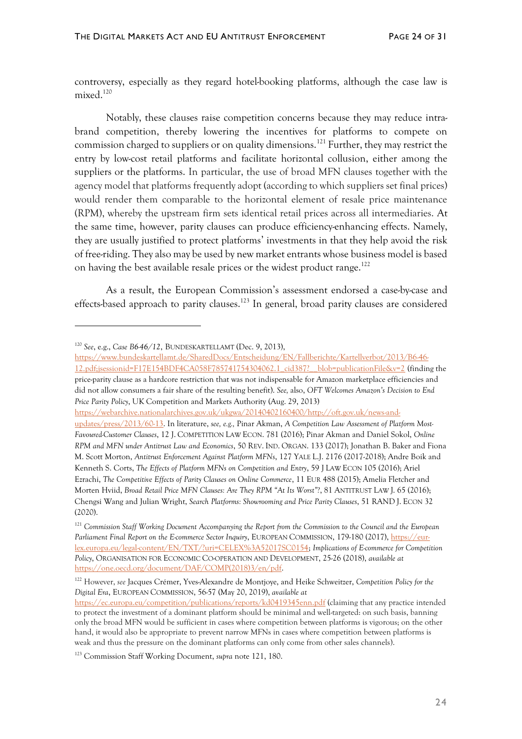controversy, especially as they regard hotel-booking platforms, although the case law is mixed.[120]

Notably, these clauses raise competition concerns because they may reduce intra-brand competition, thereby lowering the incentives for platforms to compete on commission charged to suppliers or on quality dimensions.[121] Further, they may restrict the entry by low-cost retail platforms and facilitate horizontal collusion, either among the suppliers or the platforms. In particular, the use of broad MFN clauses together with the agency model that platforms frequently adopt (according to which suppliers set final prices) would render them comparable to the horizontal element of resale price maintenance (RPM), whereby the upstream firm sets identical retail prices across all intermediaries. At the same time, however, parity clauses can produce efficiency-enhancing effects. Namely, they are usually justified to protect platforms' investments in that they help avoid the risk of free-riding. They also may be used by new market entrants whose business model is based on having the best available resale prices or the widest product range.[122]

As a result, the European Commission's assessment endorsed a case-by-case and effects-based approach to parity clauses.[123] In general, broad parity clauses are considered

---

[120] *See*, e.g., *Case B6-46/12*, BUNDESKARTELLAMT (Dec. 9, 2013), https://www.bundeskartellamt.de/SharedDocs/Entscheidung/EN/Fallberichte/Kartellverbot/2013/B6-46-12.pdf;jsessionid=F17E154BDF4CA058F785741754304062.1_cid387?__blob=publicationFile&v=2 (finding the price-parity clause as a hardcore restriction that was not indispensable for Amazon marketplace efficiencies and did not allow consumers a fair share of the resulting benefit). *See*, also, *OFT Welcomes Amazon's Decision to End Price Parity Policy*, UK Competition and Markets Authority (Aug. 29, 2013) https://webarchive.nationalarchives.gov.uk/ukgwa/20140402160400/http://oft.gov.uk/news-and-updates/press/2013/60-13. In literature, *see, e.g.,* Pinar Akman, *A Competition Law Assessment of Platform Most-Favoured-Customer Clauses*, 12 J. COMPETITION LAW ECON. 781 (2016); Pinar Akman and Daniel Sokol, *Online RPM and MFN under Antitrust Law and Economics*, 50 REV. IND. ORGAN. 133 (2017); Jonathan B. Baker and Fiona M. Scott Morton, *Antitrust Enforcement Against Platform MFNs*, 127 YALE L.J. 2176 (2017-2018); Andre Boik and Kenneth S. Corts, *The Effects of Platform MFNs on Competition and Entry*, 59 J LAW ECON 105 (2016); Ariel Ezrachi, *The Competitive Effects of Parity Clauses on Online Commerce*, 11 EUR 488 (2015); Amelia Fletcher and Morten Hviid, *Broad Retail Price MFN Clauses: Are They RPM "At Its Worst"?*, 81 ANTITRUST LAW J. 65 (2016); Chengsi Wang and Julian Wright, *Search Platforms: Showrooming and Price Parity Clauses*, 51 RAND J. ECON 32 (2020).

[121] *Commission Staff Working Document Accompanying the Report from the Commission to the Council and the European Parliament Final Report on the E-commerce Sector Inquiry*, EUROPEAN COMMISSION, 179-180 (2017), https://eur-lex.europa.eu/legal-content/EN/TXT/?uri=CELEX%3A52017SC0154; *Implications of E-commerce for Competition Policy*, ORGANISATION FOR ECONOMIC CO-OPERATION AND DEVELOPMENT, 25-26 (2018), *available at* https://one.oecd.org/document/DAF/COMP(2018)3/en/pdf.

[122] However, *see* Jacques Crémer, Yves-Alexandre de Montjoye, and Heike Schweitzer, *Competition Policy for the Digital Era*, EUROPEAN COMMISSION, 56-57 (May 20, 2019), *available at* https://ec.europa.eu/competition/publications/reports/kd0419345enn.pdf (claiming that any practice intended to protect the investment of a dominant platform should be minimal and well-targeted: on such basis, banning only the broad MFN would be sufficient in cases where competition between platforms is vigorous; on the other hand, it would also be appropriate to prevent narrow MFNs in cases where competition between platforms is weak and thus the pressure on the dominant platforms can only come from other sales channels).

[123] Commission Staff Working Document, *supra* note 121, 180.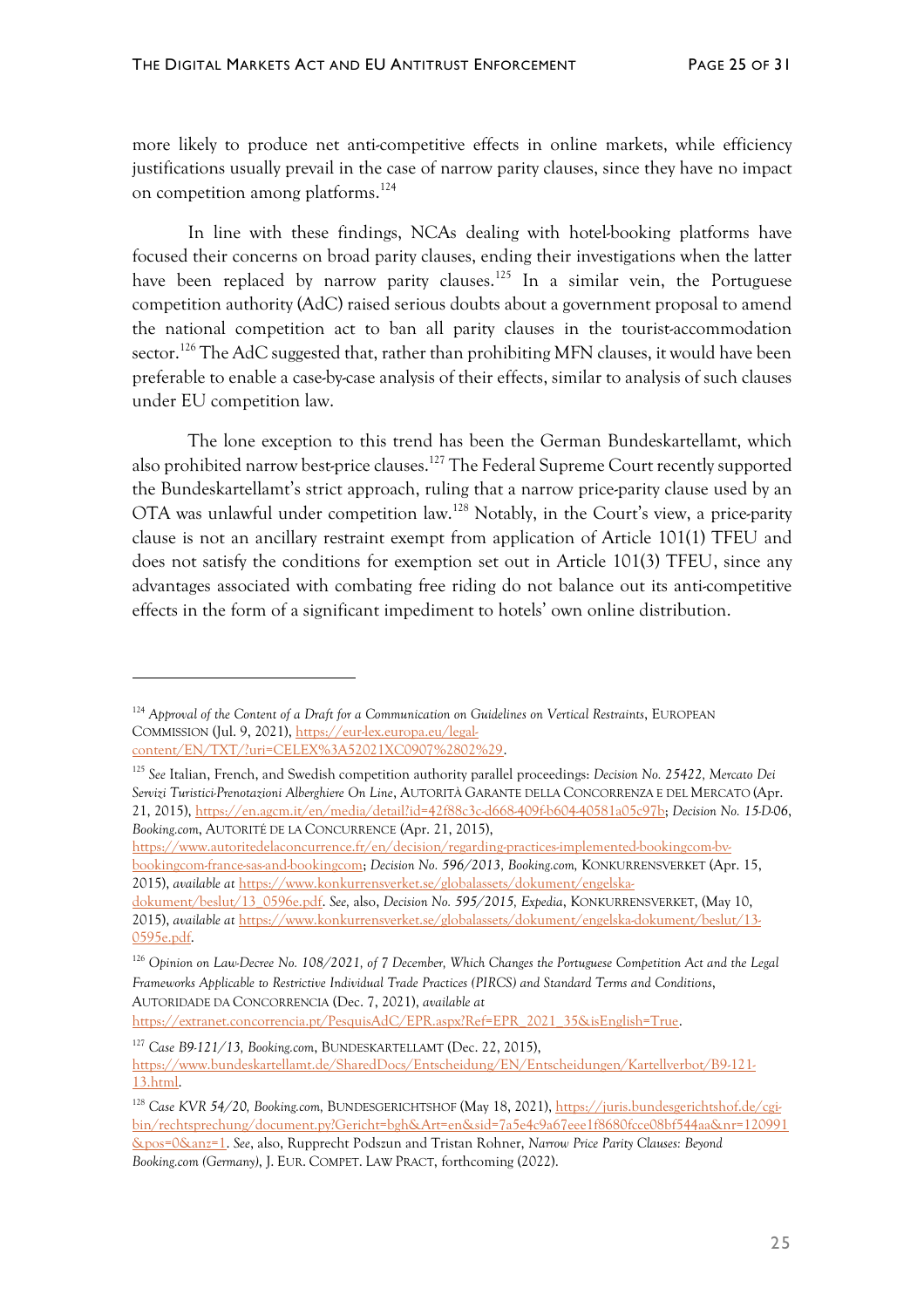more likely to produce net anti-competitive effects in online markets, while efficiency justifications usually prevail in the case of narrow parity clauses, since they have no impact on competition among platforms.[124]

In line with these findings, NCAs dealing with hotel-booking platforms have focused their concerns on broad parity clauses, ending their investigations when the latter have been replaced by narrow parity clauses.[125] In a similar vein, the Portuguese competition authority (AdC) raised serious doubts about a government proposal to amend the national competition act to ban all parity clauses in the tourist-accommodation sector.[126] The AdC suggested that, rather than prohibiting MFN clauses, it would have been preferable to enable a case-by-case analysis of their effects, similar to analysis of such clauses under EU competition law.

The lone exception to this trend has been the German Bundeskartellamt, which also prohibited narrow best-price clauses.[127] The Federal Supreme Court recently supported the Bundeskartellamt's strict approach, ruling that a narrow price-parity clause used by an OTA was unlawful under competition law.[128] Notably, in the Court's view, a price-parity clause is not an ancillary restraint exempt from application of Article 101(1) TFEU and does not satisfy the conditions for exemption set out in Article 101(3) TFEU, since any advantages associated with combating free riding do not balance out its anti-competitive effects in the form of a significant impediment to hotels' own online distribution.

---

[124] *Approval of the Content of a Draft for a Communication on Guidelines on Vertical Restraints*, EUROPEAN COMMISSION (Jul. 9, 2021), https://eur-lex.europa.eu/legal-content/EN/TXT/?uri=CELEX%3A52021XC0907%2802%29.

[125] *See* Italian, French, and Swedish competition authority parallel proceedings: *Decision No. 25422, Mercato Dei Servizi Turistici-Prenotazioni Alberghiere On Line*, AUTORITÀ GARANTE DELLA CONCORRENZA E DEL MERCATO (Apr. 21, 2015), https://en.agcm.it/en/media/detail?id=42f88c3c-d668-409f-b604-40581a05c97b; *Decision No. 15-D-06, Booking.com*, AUTORITÉ DE LA CONCURRENCE (Apr. 21, 2015), https://www.autoritedelaconcurrence.fr/en/decision/regarding-practices-implemented-bookingcom-bv-bookingcom-france-sas-and-bookingcom; *Decision No. 596/2013, Booking.com,* KONKURRENSVERKET (Apr. 15, 2015), *available at* https://www.konkurrensverket.se/globalassets/dokument/engelska-dokument/beslut/13_0596e.pdf. *See,* also, *Decision No. 595/2015, Expedia*, KONKURRENSVERKET, (May 10, 2015), *available at* https://www.konkurrensverket.se/globalassets/dokument/engelska-dokument/beslut/13-0595e.pdf.

[126] *Opinion on Law-Decree No. 108/2021, of 7 December, Which Changes the Portuguese Competition Act and the Legal Frameworks Applicable to Restrictive Individual Trade Practices (PIRCS) and Standard Terms and Conditions*, AUTORIDADE DA CONCORRENCIA (Dec. 7, 2021), *available at* https://extranet.concorrencia.pt/PesquisAdC/EPR.aspx?Ref=EPR_2021_35&isEnglish=True.

[127] *Case B9-121/13, Booking.com*, BUNDESKARTELLAMT (Dec. 22, 2015), https://www.bundeskartellamt.de/SharedDocs/Entscheidung/EN/Entscheidungen/Kartellverbot/B9-121-13.html.

[128] *Case KVR 54/20, Booking.com*, BUNDESGERICHTSHOF (May 18, 2021), https://juris.bundesgerichtshof.de/cgi-bin/rechtsprechung/document.py?Gericht=bgh&Art=en&sid=7a5e4c9a67eee1f8680fcce08bf544aa&nr=120991&pos=0&anz=1. *See*, also, Rupprecht Podszun and Tristan Rohner, *Narrow Price Parity Clauses: Beyond Booking.com (Germany)*, J. EUR. COMPET. LAW PRACT, forthcoming (2022).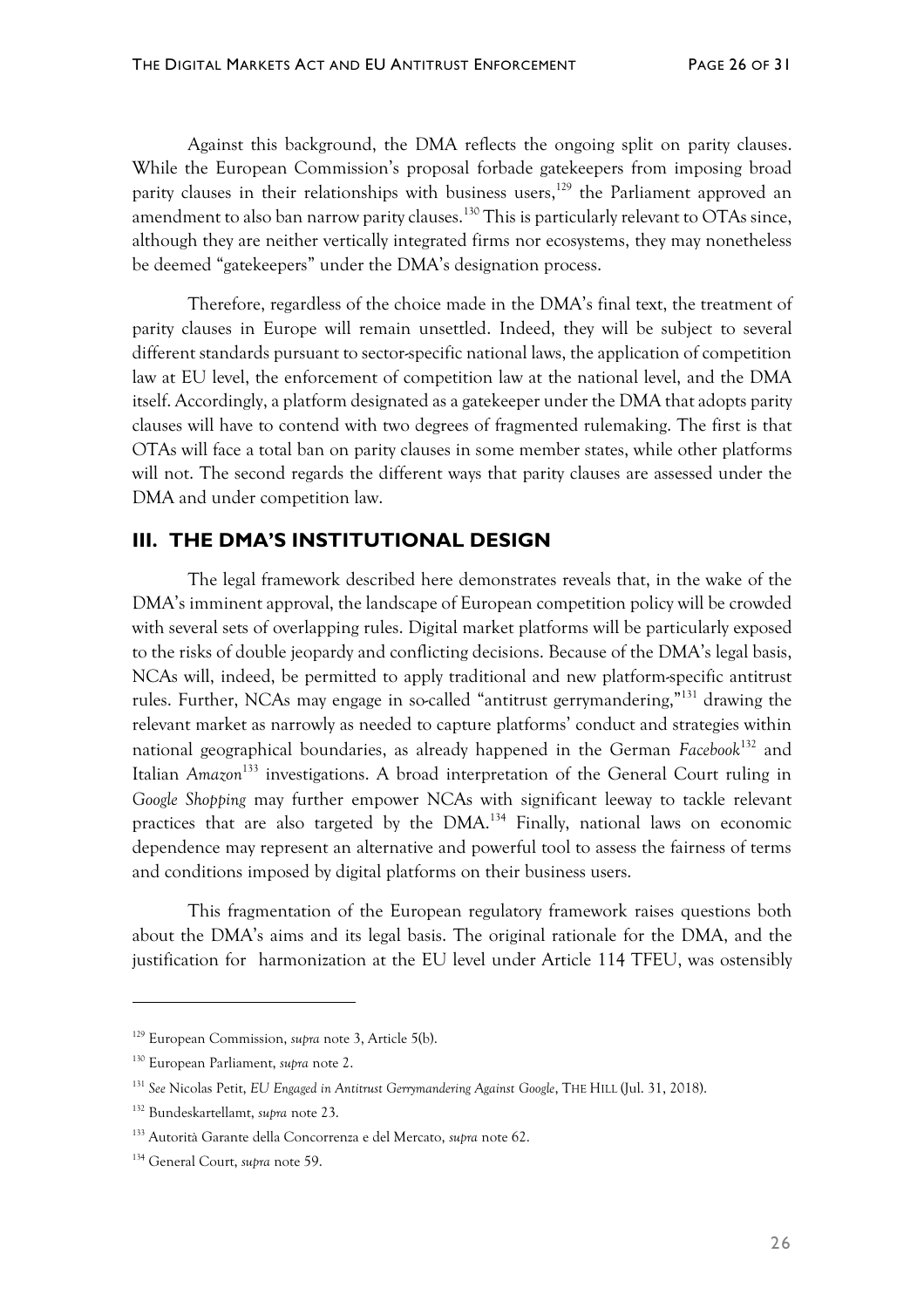Against this background, the DMA reflects the ongoing split on parity clauses. While the European Commission's proposal forbade gatekeepers from imposing broad parity clauses in their relationships with business users,[129] the Parliament approved an amendment to also ban narrow parity clauses.[130] This is particularly relevant to OTAs since, although they are neither vertically integrated firms nor ecosystems, they may nonetheless be deemed "gatekeepers" under the DMA's designation process.

Therefore, regardless of the choice made in the DMA's final text, the treatment of parity clauses in Europe will remain unsettled. Indeed, they will be subject to several different standards pursuant to sector-specific national laws, the application of competition law at EU level, the enforcement of competition law at the national level, and the DMA itself. Accordingly, a platform designated as a gatekeeper under the DMA that adopts parity clauses will have to contend with two degrees of fragmented rulemaking. The first is that OTAs will face a total ban on parity clauses in some member states, while other platforms will not. The second regards the different ways that parity clauses are assessed under the DMA and under competition law.

## III. THE DMA'S INSTITUTIONAL DESIGN

The legal framework described here demonstrates reveals that, in the wake of the DMA's imminent approval, the landscape of European competition policy will be crowded with several sets of overlapping rules. Digital market platforms will be particularly exposed to the risks of double jeopardy and conflicting decisions. Because of the DMA's legal basis, NCAs will, indeed, be permitted to apply traditional and new platform-specific antitrust rules. Further, NCAs may engage in so-called "antitrust gerrymandering,"[131] drawing the relevant market as narrowly as needed to capture platforms' conduct and strategies within national geographical boundaries, as already happened in the German *Facebook*[132] and Italian *Amazon*[133] investigations. A broad interpretation of the General Court ruling in *Google Shopping* may further empower NCAs with significant leeway to tackle relevant practices that are also targeted by the DMA.[134] Finally, national laws on economic dependence may represent an alternative and powerful tool to assess the fairness of terms and conditions imposed by digital platforms on their business users.

This fragmentation of the European regulatory framework raises questions both about the DMA's aims and its legal basis. The original rationale for the DMA, and the justification for harmonization at the EU level under Article 114 TFEU, was ostensibly

---

[129] European Commission, *supra* note 3, Article 5(b).

[130] European Parliament, *supra* note 2.

[131] *See* Nicolas Petit, *EU Engaged in Antitrust Gerrymandering Against Google*, THE HILL (Jul. 31, 2018).

[132] Bundeskartellamt, *supra* note 23.

[133] Autorità Garante della Concorrenza e del Mercato, *supra* note 62.

[134] General Court, *supra* note 59.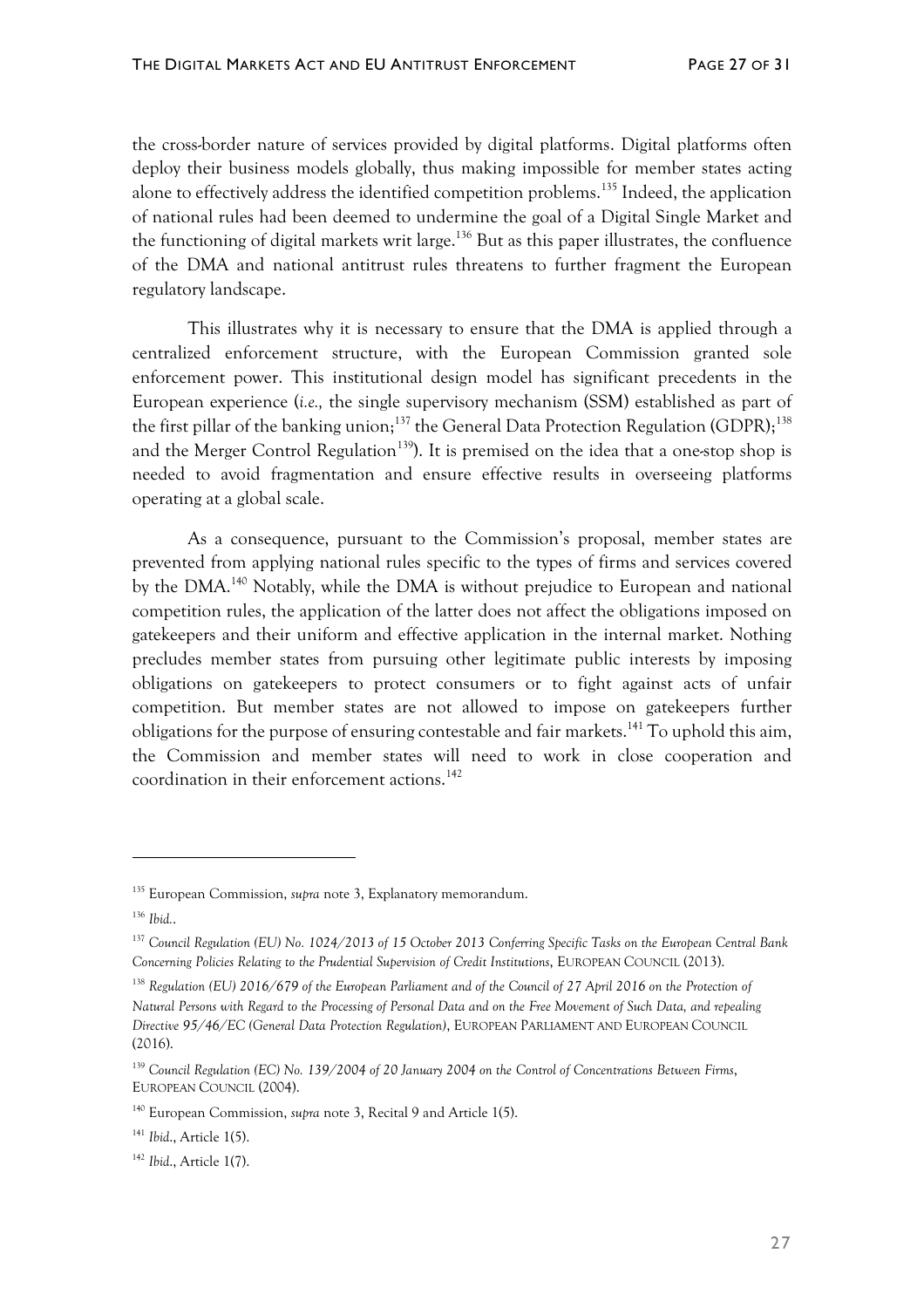the cross-border nature of services provided by digital platforms. Digital platforms often deploy their business models globally, thus making impossible for member states acting alone to effectively address the identified competition problems.[135] Indeed, the application of national rules had been deemed to undermine the goal of a Digital Single Market and the functioning of digital markets writ large.[136] But as this paper illustrates, the confluence of the DMA and national antitrust rules threatens to further fragment the European regulatory landscape.

This illustrates why it is necessary to ensure that the DMA is applied through a centralized enforcement structure, with the European Commission granted sole enforcement power. This institutional design model has significant precedents in the European experience (*i.e.,* the single supervisory mechanism (SSM) established as part of the first pillar of the banking union;[137] the General Data Protection Regulation (GDPR);[138] and the Merger Control Regulation[139]). It is premised on the idea that a one-stop shop is needed to avoid fragmentation and ensure effective results in overseeing platforms operating at a global scale.

As a consequence, pursuant to the Commission's proposal, member states are prevented from applying national rules specific to the types of firms and services covered by the DMA.[140] Notably, while the DMA is without prejudice to European and national competition rules, the application of the latter does not affect the obligations imposed on gatekeepers and their uniform and effective application in the internal market. Nothing precludes member states from pursuing other legitimate public interests by imposing obligations on gatekeepers to protect consumers or to fight against acts of unfair competition. But member states are not allowed to impose on gatekeepers further obligations for the purpose of ensuring contestable and fair markets.[141] To uphold this aim, the Commission and member states will need to work in close cooperation and coordination in their enforcement actions.[142]

---

[135] European Commission, *supra* note 3, Explanatory memorandum.

[136] *Ibid.*.

[137] *Council Regulation (EU) No. 1024/2013 of 15 October 2013 Conferring Specific Tasks on the European Central Bank Concerning Policies Relating to the Prudential Supervision of Credit Institutions*, EUROPEAN COUNCIL (2013).

[138] *Regulation (EU) 2016/679 of the European Parliament and of the Council of 27 April 2016 on the Protection of Natural Persons with Regard to the Processing of Personal Data and on the Free Movement of Such Data, and repealing Directive 95/46/EC (General Data Protection Regulation)*, EUROPEAN PARLIAMENT AND EUROPEAN COUNCIL (2016).

[139] *Council Regulation (EC) No. 139/2004 of 20 January 2004 on the Control of Concentrations Between Firms*, EUROPEAN COUNCIL (2004).

[140] European Commission, *supra* note 3, Recital 9 and Article 1(5).

[141] *Ibid*., Article 1(5).

[142] *Ibid*., Article 1(7).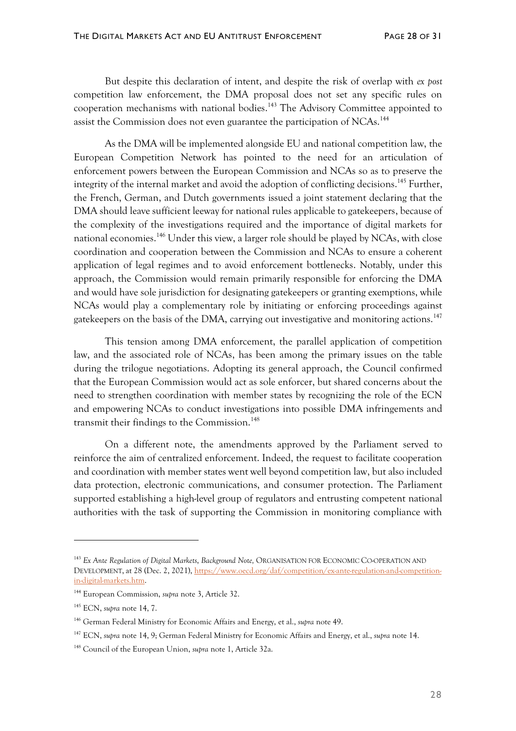But despite this declaration of intent, and despite the risk of overlap with *ex post* competition law enforcement, the DMA proposal does not set any specific rules on cooperation mechanisms with national bodies.[143] The Advisory Committee appointed to assist the Commission does not even guarantee the participation of NCAs.[144]

As the DMA will be implemented alongside EU and national competition law, the European Competition Network has pointed to the need for an articulation of enforcement powers between the European Commission and NCAs so as to preserve the integrity of the internal market and avoid the adoption of conflicting decisions.[145] Further, the French, German, and Dutch governments issued a joint statement declaring that the DMA should leave sufficient leeway for national rules applicable to gatekeepers, because of the complexity of the investigations required and the importance of digital markets for national economies.[146] Under this view, a larger role should be played by NCAs, with close coordination and cooperation between the Commission and NCAs to ensure a coherent application of legal regimes and to avoid enforcement bottlenecks. Notably, under this approach, the Commission would remain primarily responsible for enforcing the DMA and would have sole jurisdiction for designating gatekeepers or granting exemptions, while NCAs would play a complementary role by initiating or enforcing proceedings against gatekeepers on the basis of the DMA, carrying out investigative and monitoring actions.[147]

This tension among DMA enforcement, the parallel application of competition law, and the associated role of NCAs, has been among the primary issues on the table during the trilogue negotiations. Adopting its general approach, the Council confirmed that the European Commission would act as sole enforcer, but shared concerns about the need to strengthen coordination with member states by recognizing the role of the ECN and empowering NCAs to conduct investigations into possible DMA infringements and transmit their findings to the Commission.[148]

On a different note, the amendments approved by the Parliament served to reinforce the aim of centralized enforcement. Indeed, the request to facilitate cooperation and coordination with member states went well beyond competition law, but also included data protection, electronic communications, and consumer protection. The Parliament supported establishing a high-level group of regulators and entrusting competent national authorities with the task of supporting the Commission in monitoring compliance with

---

[143] *Ex Ante Regulation of Digital Markets, Background Note,* ORGANISATION FOR ECONOMIC CO-OPERATION AND DEVELOPMENT, at 28 (Dec. 2, 2021), https://www.oecd.org/daf/competition/ex-ante-regulation-and-competition-in-digital-markets.htm.

[144] European Commission, *supra* note 3, Article 32.

[145] ECN, *supra* note 14, 7.

[146] German Federal Ministry for Economic Affairs and Energy, et al., *supra* note 49.

[147] ECN, *supra* note 14, 9; German Federal Ministry for Economic Affairs and Energy, et al., *supra* note 14.

[148] Council of the European Union, *supra* note 1, Article 32a.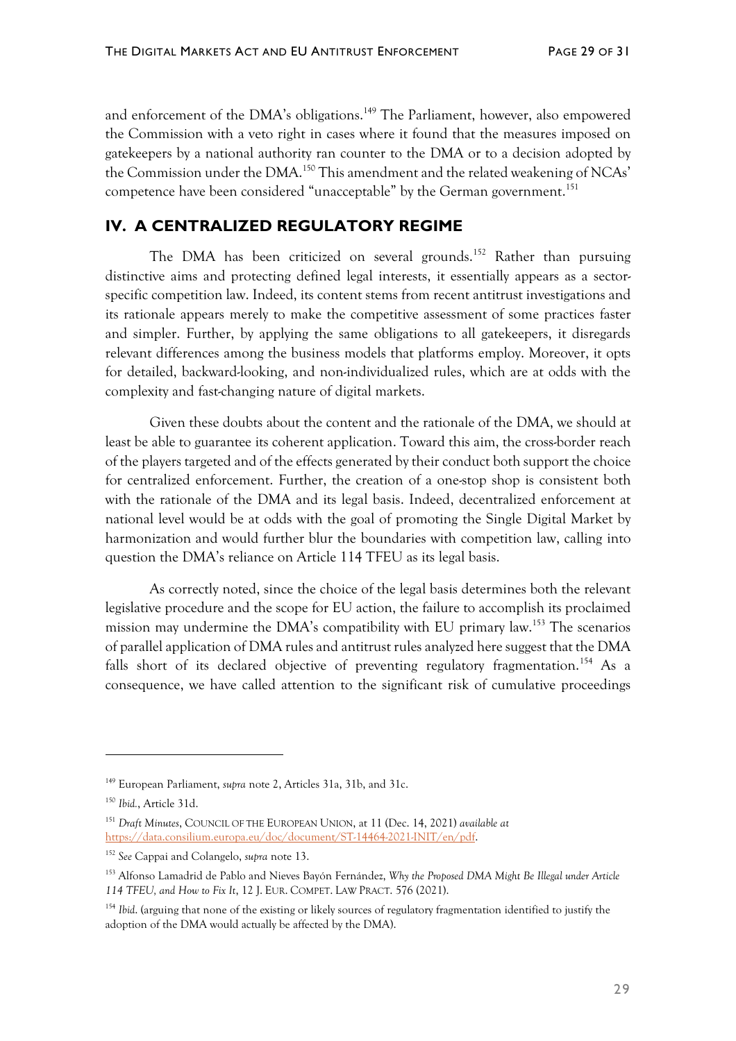and enforcement of the DMA's obligations.[149] The Parliament, however, also empowered the Commission with a veto right in cases where it found that the measures imposed on gatekeepers by a national authority ran counter to the DMA or to a decision adopted by the Commission under the DMA.[150] This amendment and the related weakening of NCAs' competence have been considered "unacceptable" by the German government.[151]

## IV. A CENTRALIZED REGULATORY REGIME

The DMA has been criticized on several grounds.[152] Rather than pursuing distinctive aims and protecting defined legal interests, it essentially appears as a sector-specific competition law. Indeed, its content stems from recent antitrust investigations and its rationale appears merely to make the competitive assessment of some practices faster and simpler. Further, by applying the same obligations to all gatekeepers, it disregards relevant differences among the business models that platforms employ. Moreover, it opts for detailed, backward-looking, and non-individualized rules, which are at odds with the complexity and fast-changing nature of digital markets.

Given these doubts about the content and the rationale of the DMA, we should at least be able to guarantee its coherent application. Toward this aim, the cross-border reach of the players targeted and of the effects generated by their conduct both support the choice for centralized enforcement. Further, the creation of a one-stop shop is consistent both with the rationale of the DMA and its legal basis. Indeed, decentralized enforcement at national level would be at odds with the goal of promoting the Single Digital Market by harmonization and would further blur the boundaries with competition law, calling into question the DMA's reliance on Article 114 TFEU as its legal basis.

As correctly noted, since the choice of the legal basis determines both the relevant legislative procedure and the scope for EU action, the failure to accomplish its proclaimed mission may undermine the DMA's compatibility with EU primary law.[153] The scenarios of parallel application of DMA rules and antitrust rules analyzed here suggest that the DMA falls short of its declared objective of preventing regulatory fragmentation.[154] As a consequence, we have called attention to the significant risk of cumulative proceedings

---

[149] European Parliament, *supra* note 2, Articles 31a, 31b, and 31c.

[150] *Ibid.*, Article 31d.

[151] *Draft Minutes*, COUNCIL OF THE EUROPEAN UNION, at 11 (Dec. 14, 2021) *available at* https://data.consilium.europa.eu/doc/document/ST-14464-2021-INIT/en/pdf.

[152] *See* Cappai and Colangelo, *supra* note 13.

[153] Alfonso Lamadrid de Pablo and Nieves Bayón Fernández, *Why the Proposed DMA Might Be Illegal under Article 114 TFEU, and How to Fix It*, 12 J. EUR. COMPET. LAW PRACT. 576 (2021).

[154] *Ibid*. (arguing that none of the existing or likely sources of regulatory fragmentation identified to justify the adoption of the DMA would actually be affected by the DMA).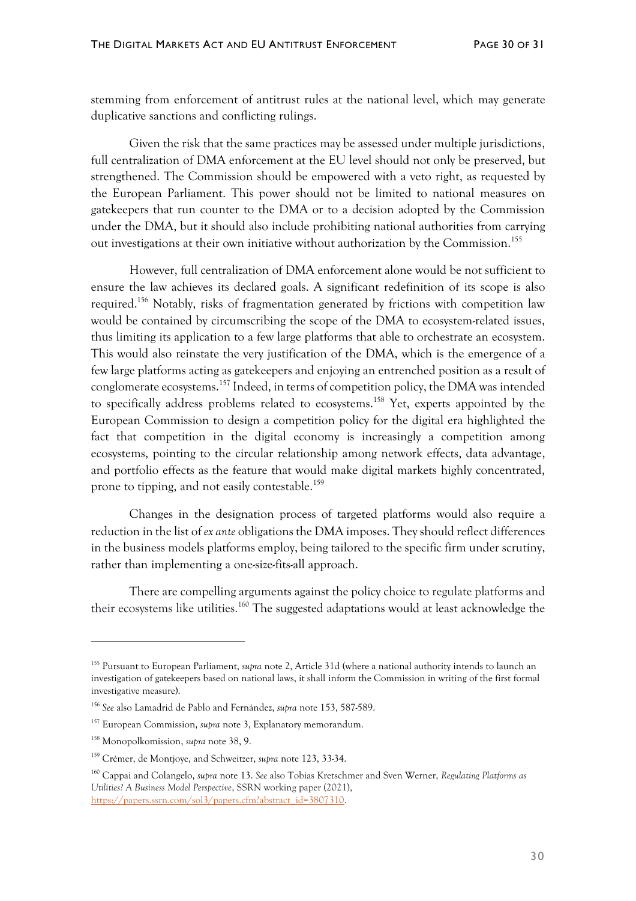stemming from enforcement of antitrust rules at the national level, which may generate duplicative sanctions and conflicting rulings.

Given the risk that the same practices may be assessed under multiple jurisdictions, full centralization of DMA enforcement at the EU level should not only be preserved, but strengthened. The Commission should be empowered with a veto right, as requested by the European Parliament. This power should not be limited to national measures on gatekeepers that run counter to the DMA or to a decision adopted by the Commission under the DMA, but it should also include prohibiting national authorities from carrying out investigations at their own initiative without authorization by the Commission.[155]

However, full centralization of DMA enforcement alone would be not sufficient to ensure the law achieves its declared goals. A significant redefinition of its scope is also required.[156] Notably, risks of fragmentation generated by frictions with competition law would be contained by circumscribing the scope of the DMA to ecosystem-related issues, thus limiting its application to a few large platforms that able to orchestrate an ecosystem. This would also reinstate the very justification of the DMA, which is the emergence of a few large platforms acting as gatekeepers and enjoying an entrenched position as a result of conglomerate ecosystems.[157] Indeed, in terms of competition policy, the DMA was intended to specifically address problems related to ecosystems.[158] Yet, experts appointed by the European Commission to design a competition policy for the digital era highlighted the fact that competition in the digital economy is increasingly a competition among ecosystems, pointing to the circular relationship among network effects, data advantage, and portfolio effects as the feature that would make digital markets highly concentrated, prone to tipping, and not easily contestable.[159]

Changes in the designation process of targeted platforms would also require a reduction in the list of *ex ante* obligations the DMA imposes. They should reflect differences in the business models platforms employ, being tailored to the specific firm under scrutiny, rather than implementing a one-size-fits-all approach.

There are compelling arguments against the policy choice to regulate platforms and their ecosystems like utilities.[160] The suggested adaptations would at least acknowledge the

---

[155] Pursuant to European Parliament, *supra* note 2, Article 31d (where a national authority intends to launch an investigation of gatekeepers based on national laws, it shall inform the Commission in writing of the first formal investigative measure).

[156] *See* also Lamadrid de Pablo and Fernández, *supra* note 153, 587-589.

[157] European Commission, *supra* note 3, Explanatory memorandum.

[158] Monopolkomission, *supra* note 38, 9.

[159] Crémer, de Montjoye, and Schweitzer, *supra* note 123, 33-34.

[160] Cappai and Colangelo, *supra* note 13. *See* also Tobias Kretschmer and Sven Werner, *Regulating Platforms as Utilities? A Business Model Perspective*, SSRN working paper (2021), https://papers.ssrn.com/sol3/papers.cfm?abstract_id=3807310.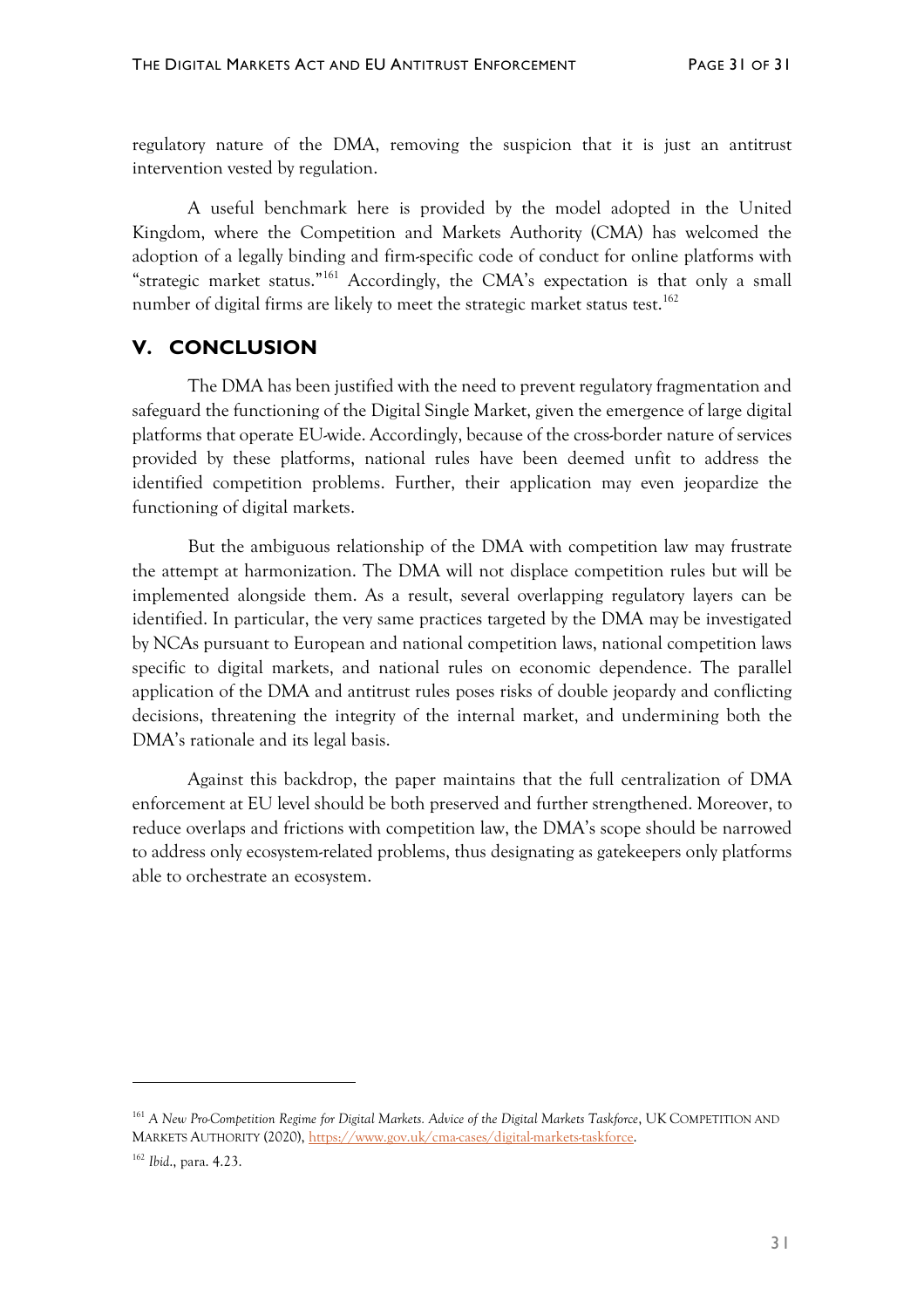regulatory nature of the DMA, removing the suspicion that it is just an antitrust intervention vested by regulation.

A useful benchmark here is provided by the model adopted in the United Kingdom, where the Competition and Markets Authority (CMA) has welcomed the adoption of a legally binding and firm-specific code of conduct for online platforms with "strategic market status."[161] Accordingly, the CMA's expectation is that only a small number of digital firms are likely to meet the strategic market status test.[162]

## V. CONCLUSION

The DMA has been justified with the need to prevent regulatory fragmentation and safeguard the functioning of the Digital Single Market, given the emergence of large digital platforms that operate EU-wide. Accordingly, because of the cross-border nature of services provided by these platforms, national rules have been deemed unfit to address the identified competition problems. Further, their application may even jeopardize the functioning of digital markets.

But the ambiguous relationship of the DMA with competition law may frustrate the attempt at harmonization. The DMA will not displace competition rules but will be implemented alongside them. As a result, several overlapping regulatory layers can be identified. In particular, the very same practices targeted by the DMA may be investigated by NCAs pursuant to European and national competition laws, national competition laws specific to digital markets, and national rules on economic dependence. The parallel application of the DMA and antitrust rules poses risks of double jeopardy and conflicting decisions, threatening the integrity of the internal market, and undermining both the DMA's rationale and its legal basis.

Against this backdrop, the paper maintains that the full centralization of DMA enforcement at EU level should be both preserved and further strengthened. Moreover, to reduce overlaps and frictions with competition law, the DMA's scope should be narrowed to address only ecosystem-related problems, thus designating as gatekeepers only platforms able to orchestrate an ecosystem.

---

[161] *A New Pro-Competition Regime for Digital Markets. Advice of the Digital Markets Taskforce*, UK COMPETITION AND MARKETS AUTHORITY (2020), https://www.gov.uk/cma-cases/digital-markets-taskforce.

[162] *Ibid.*, para. 4.23.